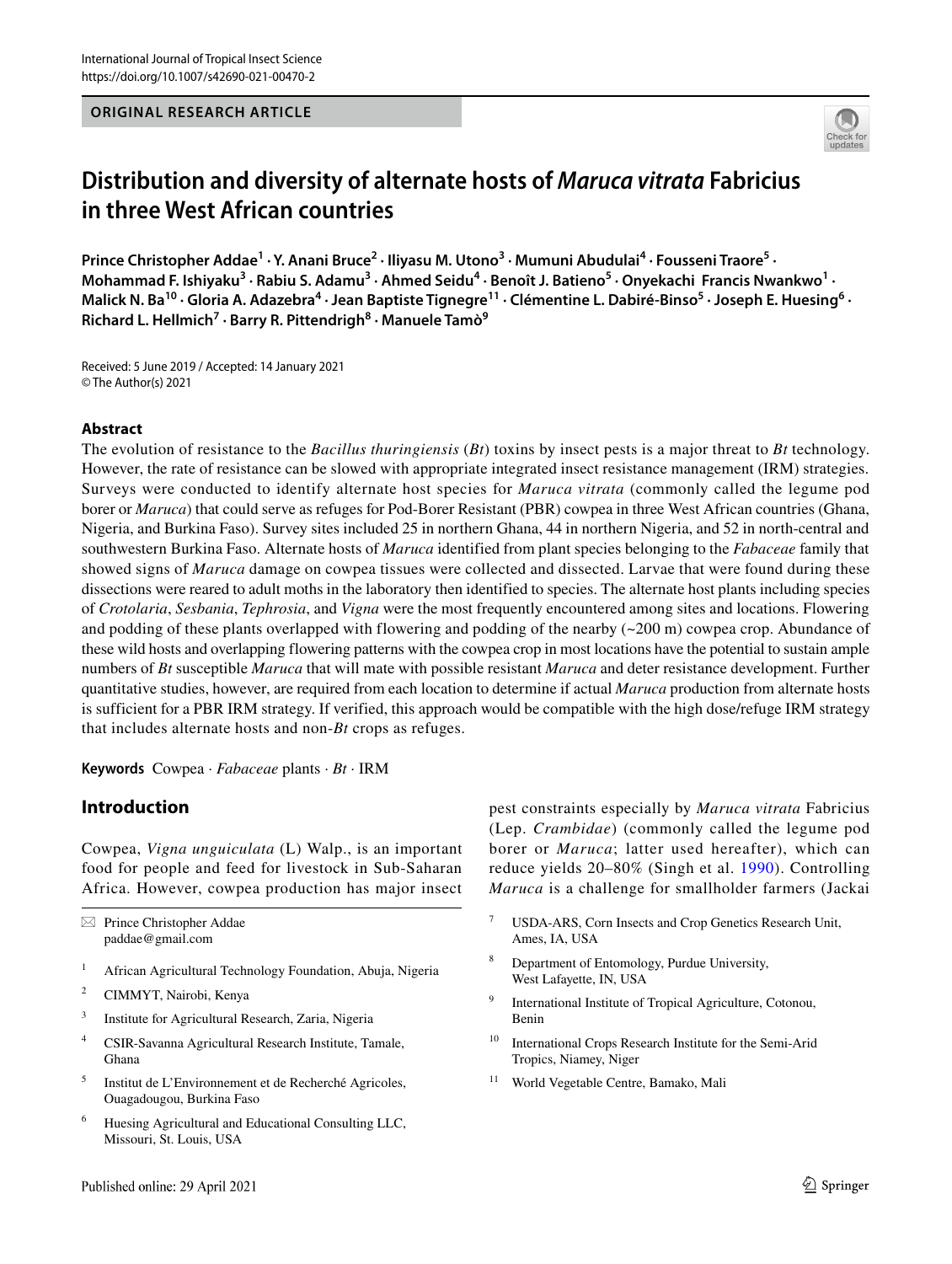ORIGINAL RESEARCH ARTICLE

# Distribution and diversity of alternate hosts of *Maruca vitrata* Fabricius in three West African countries

**Prince Christopher Addae[1] · Y. Anani Bruce[2] · Iliyasu M. Utono[3] · Mumuni Abudulai[4] · Fousseni Traore[5] · Mohammad F. Ishiyaku[3] · Rabiu S. Adamu[3] · Ahmed Seidu[4] · Benoît J. Batieno[5] · Onyekachi Francis Nwankwo[1] · Malick N. Ba[10] · Gloria A. Adazebra[4] · Jean Baptiste Tignegre[11] · Clémentine L. Dabiré-Binso[5] · Joseph E. Huesing[6] · Richard L. Hellmich[7] · Barry R. Pittendrigh[8] · Manuele Tamò[9]**

Received: 5 June 2019 / Accepted: 14 January 2021
© The Author(s) 2021

## Abstract

The evolution of resistance to the *Bacillus thuringiensis* (*Bt*) toxins by insect pests is a major threat to *Bt* technology. However, the rate of resistance can be slowed with appropriate integrated insect resistance management (IRM) strategies. Surveys were conducted to identify alternate host species for *Maruca vitrata* (commonly called the legume pod borer or *Maruca*) that could serve as refuges for Pod-Borer Resistant (PBR) cowpea in three West African countries (Ghana, Nigeria, and Burkina Faso). Survey sites included 25 in northern Ghana, 44 in northern Nigeria, and 52 in north-central and southwestern Burkina Faso. Alternate hosts of *Maruca* identified from plant species belonging to the *Fabaceae* family that showed signs of *Maruca* damage on cowpea tissues were collected and dissected. Larvae that were found during these dissections were reared to adult moths in the laboratory then identified to species. The alternate host plants including species of *Crotolaria*, *Sesbania*, *Tephrosia*, and *Vigna* were the most frequently encountered among sites and locations. Flowering and podding of these plants overlapped with flowering and podding of the nearby (~200 m) cowpea crop. Abundance of these wild hosts and overlapping flowering patterns with the cowpea crop in most locations have the potential to sustain ample numbers of *Bt* susceptible *Maruca* that will mate with possible resistant *Maruca* and deter resistance development. Further quantitative studies, however, are required from each location to determine if actual *Maruca* production from alternate hosts is sufficient for a PBR IRM strategy. If verified, this approach would be compatible with the high dose/refuge IRM strategy that includes alternate hosts and non-*Bt* crops as refuges.

**Keywords** Cowpea · *Fabaceae* plants · *Bt* · IRM

## Introduction

Cowpea, *Vigna unguiculata* (L) Walp., is an important food for people and feed for livestock in Sub-Saharan Africa. However, cowpea production has major insect pest constraints especially by *Maruca vitrata* Fabricius (Lep. *Crambidae*) (commonly called the legume pod borer or *Maruca*; latter used hereafter), which can reduce yields 20–80% (Singh et al. 1990). Controlling *Maruca* is a challenge for smallholder farmers (Jackai

✉ Prince Christopher Addae
paddae@gmail.com

1. African Agricultural Technology Foundation, Abuja, Nigeria
2. CIMMYT, Nairobi, Kenya
3. Institute for Agricultural Research, Zaria, Nigeria
4. CSIR-Savanna Agricultural Research Institute, Tamale, Ghana
5. Institut de L'Environnement et de Recherché Agricoles, Ouagadougou, Burkina Faso
6. Huesing Agricultural and Educational Consulting LLC, Missouri, St. Louis, USA
7. USDA-ARS, Corn Insects and Crop Genetics Research Unit, Ames, IA, USA
8. Department of Entomology, Purdue University, West Lafayette, IN, USA
9. International Institute of Tropical Agriculture, Cotonou, Benin
10. International Crops Research Institute for the Semi-Arid Tropics, Niamey, Niger
11. World Vegetable Centre, Bamako, Mali

Published online: 29 April 2021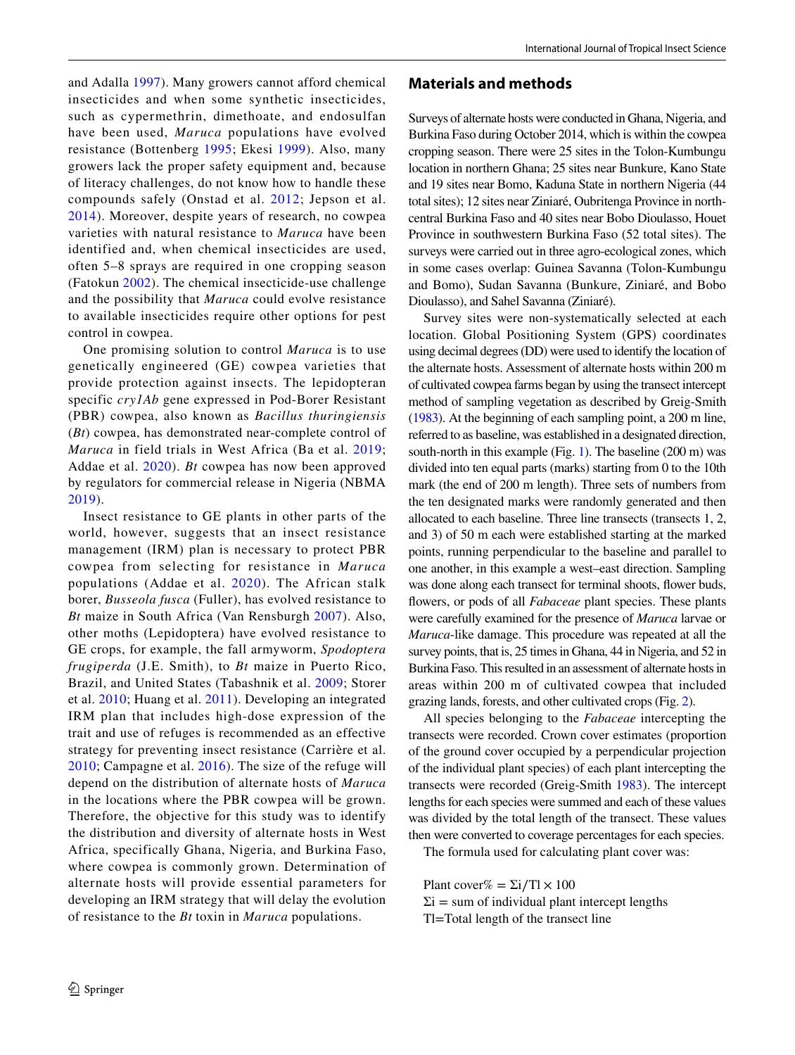and Adalla 1997). Many growers cannot afford chemical insecticides and when some synthetic insecticides, such as cypermethrin, dimethoate, and endosulfan have been used, *Maruca* populations have evolved resistance (Bottenberg 1995; Ekesi 1999). Also, many growers lack the proper safety equipment and, because of literacy challenges, do not know how to handle these compounds safely (Onstad et al. 2012; Jepson et al. 2014). Moreover, despite years of research, no cowpea varieties with natural resistance to *Maruca* have been identified and, when chemical insecticides are used, often 5–8 sprays are required in one cropping season (Fatokun 2002). The chemical insecticide-use challenge and the possibility that *Maruca* could evolve resistance to available insecticides require other options for pest control in cowpea.

One promising solution to control *Maruca* is to use genetically engineered (GE) cowpea varieties that provide protection against insects. The lepidopteran specific *cry1Ab* gene expressed in Pod-Borer Resistant (PBR) cowpea, also known as *Bacillus thuringiensis* (*Bt*) cowpea, has demonstrated near-complete control of *Maruca* in field trials in West Africa (Ba et al. 2019; Addae et al. 2020). *Bt* cowpea has now been approved by regulators for commercial release in Nigeria (NBMA 2019).

Insect resistance to GE plants in other parts of the world, however, suggests that an insect resistance management (IRM) plan is necessary to protect PBR cowpea from selecting for resistance in *Maruca* populations (Addae et al. 2020). The African stalk borer, *Busseola fusca* (Fuller), has evolved resistance to *Bt* maize in South Africa (Van Rensburgh 2007). Also, other moths (Lepidoptera) have evolved resistance to GE crops, for example, the fall armyworm, *Spodoptera frugiperda* (J.E. Smith), to *Bt* maize in Puerto Rico, Brazil, and United States (Tabashnik et al. 2009; Storer et al. 2010; Huang et al. 2011). Developing an integrated IRM plan that includes high-dose expression of the trait and use of refuges is recommended as an effective strategy for preventing insect resistance (Carrière et al. 2010; Campagne et al. 2016). The size of the refuge will depend on the distribution of alternate hosts of *Maruca* in the locations where the PBR cowpea will be grown. Therefore, the objective for this study was to identify the distribution and diversity of alternate hosts in West Africa, specifically Ghana, Nigeria, and Burkina Faso, where cowpea is commonly grown. Determination of alternate hosts will provide essential parameters for developing an IRM strategy that will delay the evolution of resistance to the *Bt* toxin in *Maruca* populations.

## Materials and methods

Surveys of alternate hosts were conducted in Ghana, Nigeria, and Burkina Faso during October 2014, which is within the cowpea cropping season. There were 25 sites in the Tolon-Kumbungu location in northern Ghana; 25 sites near Bunkure, Kano State and 19 sites near Bomo, Kaduna State in northern Nigeria (44 total sites); 12 sites near Ziniaré, Oubritenga Province in north-central Burkina Faso and 40 sites near Bobo Dioulasso, Houet Province in southwestern Burkina Faso (52 total sites). The surveys were carried out in three agro-ecological zones, which in some cases overlap: Guinea Savanna (Tolon-Kumbungu and Bomo), Sudan Savanna (Bunkure, Ziniaré, and Bobo Dioulasso), and Sahel Savanna (Ziniaré).

Survey sites were non-systematically selected at each location. Global Positioning System (GPS) coordinates using decimal degrees (DD) were used to identify the location of the alternate hosts. Assessment of alternate hosts within 200 m of cultivated cowpea farms began by using the transect intercept method of sampling vegetation as described by Greig-Smith (1983). At the beginning of each sampling point, a 200 m line, referred to as baseline, was established in a designated direction, south-north in this example (Fig. 1). The baseline (200 m) was divided into ten equal parts (marks) starting from 0 to the 10th mark (the end of 200 m length). Three sets of numbers from the ten designated marks were randomly generated and then allocated to each baseline. Three line transects (transects 1, 2, and 3) of 50 m each were established starting at the marked points, running perpendicular to the baseline and parallel to one another, in this example a west–east direction. Sampling was done along each transect for terminal shoots, flower buds, flowers, or pods of all *Fabaceae* plant species. These plants were carefully examined for the presence of *Maruca* larvae or *Maruca*-like damage. This procedure was repeated at all the survey points, that is, 25 times in Ghana, 44 in Nigeria, and 52 in Burkina Faso. This resulted in an assessment of alternate hosts in areas within 200 m of cultivated cowpea that included grazing lands, forests, and other cultivated crops (Fig. 2).

All species belonging to the *Fabaceae* intercepting the transects were recorded. Crown cover estimates (proportion of the ground cover occupied by a perpendicular projection of the individual plant species) of each plant intercepting the transects were recorded (Greig-Smith 1983). The intercept lengths for each species were summed and each of these values was divided by the total length of the transect. These values then were converted to coverage percentages for each species.

The formula used for calculating plant cover was:

$$\text{Plant cover\%} = \Sigma i / Tl \times 100$$

$\Sigma i$ = sum of individual plant intercept lengths

Tl=Total length of the transect line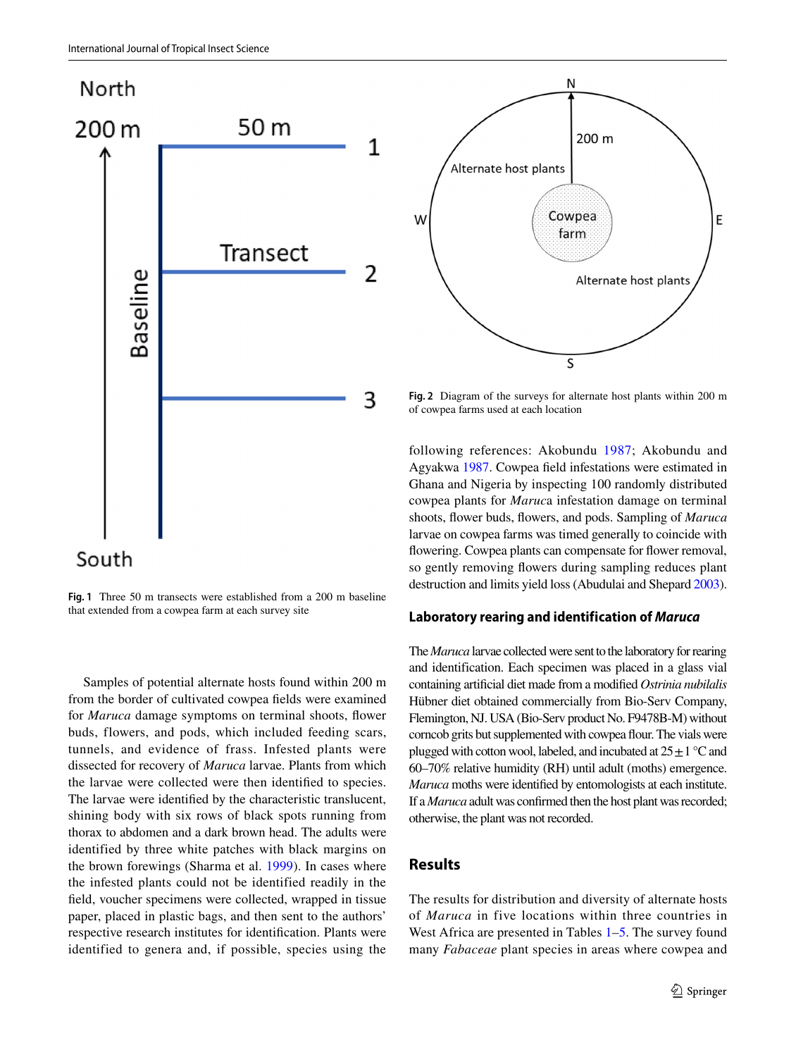Fig. 1 Three 50 m transects were established from a 200 m baseline that extended from a cowpea farm at each survey site

Fig. 2 Diagram of the surveys for alternate host plants within 200 m of cowpea farms used at each location

Samples of potential alternate hosts found within 200 m from the border of cultivated cowpea fields were examined for *Maruca* damage symptoms on terminal shoots, flower buds, flowers, and pods, which included feeding scars, tunnels, and evidence of frass. Infested plants were dissected for recovery of *Maruca* larvae. Plants from which the larvae were collected were then identified to species. The larvae were identified by the characteristic translucent, shining body with six rows of black spots running from thorax to abdomen and a dark brown head. The adults were identified by three white patches with black margins on the brown forewings (Sharma et al. 1999). In cases where the infested plants could not be identified readily in the field, voucher specimens were collected, wrapped in tissue paper, placed in plastic bags, and then sent to the authors' respective research institutes for identification. Plants were identified to genera and, if possible, species using the following references: Akobundu 1987; Akobundu and Agyakwa 1987. Cowpea field infestations were estimated in Ghana and Nigeria by inspecting 100 randomly distributed cowpea plants for *Maruca* infestation damage on terminal shoots, flower buds, flowers, and pods. Sampling of *Maruca* larvae on cowpea farms was timed generally to coincide with flowering. Cowpea plants can compensate for flower removal, so gently removing flowers during sampling reduces plant destruction and limits yield loss (Abudulai and Shepard 2003).

### Laboratory rearing and identification of *Maruca*

The *Maruca* larvae collected were sent to the laboratory for rearing and identification. Each specimen was placed in a glass vial containing artificial diet made from a modified *Ostrinia nubilalis* Hübner diet obtained commercially from Bio-Serv Company, Flemington, NJ. USA (Bio-Serv product No. F9478B-M) without corncob grits but supplemented with cowpea flour. The vials were plugged with cotton wool, labeled, and incubated at $25 \pm 1$ °C and 60–70% relative humidity (RH) until adult (moths) emergence. *Maruca* moths were identified by entomologists at each institute. If a *Maruca* adult was confirmed then the host plant was recorded; otherwise, the plant was not recorded.

## Results

The results for distribution and diversity of alternate hosts of *Maruca* in five locations within three countries in West Africa are presented in Tables 1–5. The survey found many *Fabaceae* plant species in areas where cowpea and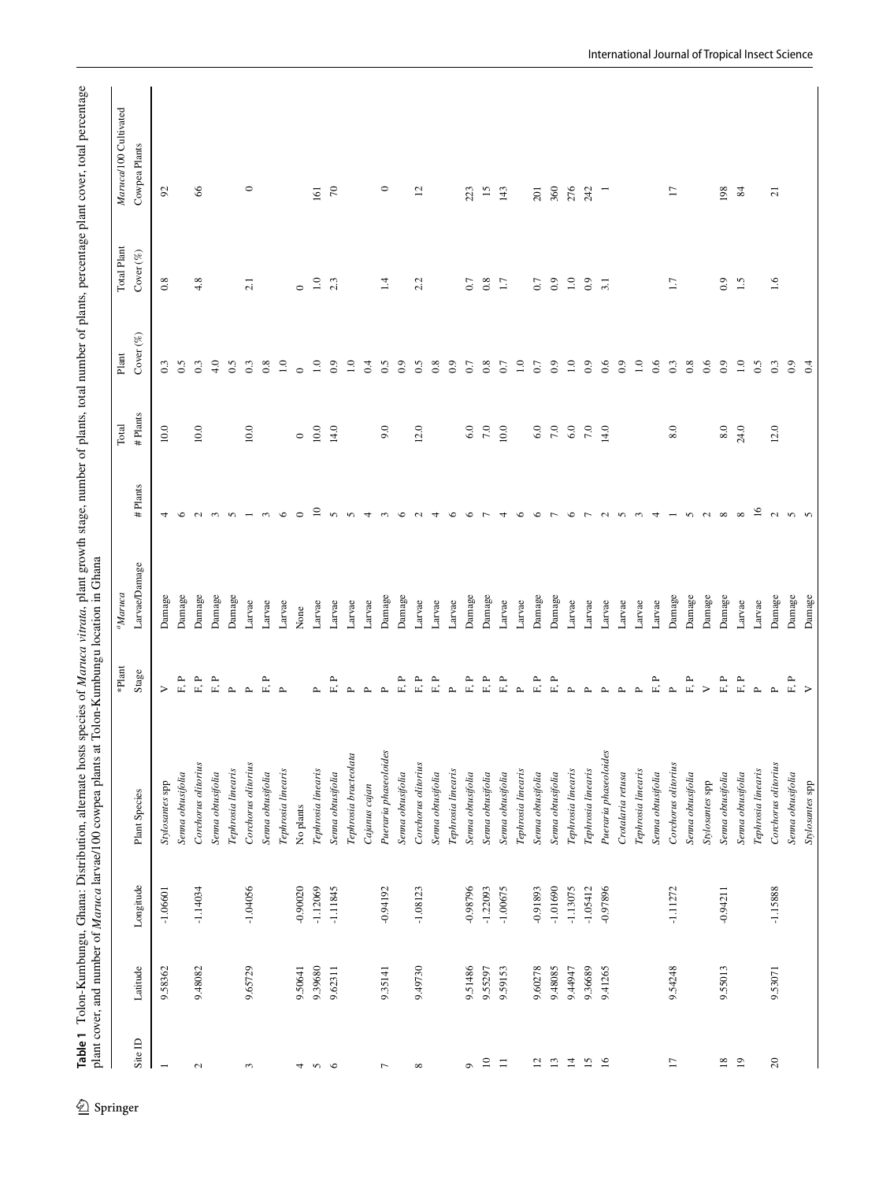**Table 1** Tolon-Kumbungu, Ghana: Distribution, alternate hosts species of *Maruca vitrata*, plant growth stage, number of plants, total number of plants, percentage plant cover, total percentage plant cover, and number of *Maruca* larvae/100 cowpea plants at Tolon-Kumbungu location in Ghana

| Site ID | Latitude | Longitude | Plant Species | *Plant Stage | [a]Maruca Larvae/Damage | # Plants | Total # Plants | Plant Cover (%) | Total Plant Cover (%) | *Maruca*/100 Cultivated Cowpea Plants |
|---|---|---|---|---|---|---|---|---|---|---|
| 1 | 9.58362 | -1.06601 | *Stylosantes spp* | V | Damage | 4 | 10.0 | 0.3 | 0.8 | 92 |
| | | | *Senna obtusifolia* | F, P | Damage | 6 | | 0.5 | | |
| 2 | 9.48082 | -1.14034 | *Corchorus olitorius* | F, P | Damage | 2 | 10.0 | 0.3 | 4.8 | 66 |
| | | | *Senna obtusifolia* | F, P | Damage | 3 | | 4.0 | | |
| | | | *Tephrosia linearis* | P | Damage | 5 | | 0.5 | | |
| 3 | 9.65729 | -1.04056 | *Corchorus olitorius* | P | Larvae | 1 | 10.0 | 0.3 | 2.1 | 0 |
| | | | *Senna obtusifolia* | F, P | Larvae | 3 | | 0.8 | | |
| | | | *Tephrosia linearis* | P | Larvae | 6 | | 1.0 | | |
| 4 | 9.50641 | -0.90020 | No plants | | None | 0 | 0 | 0 | 0 | |
| 5 | 9.39680 | -1.12069 | *Tephrosia linearis* | P | Larvae | 10 | 10.0 | 1.0 | 1.0 | 161 |
| 6 | 9.62311 | -1.11845 | *Senna obtusifolia* | F, P | Larvae | 5 | 14.0 | 0.9 | 2.3 | 70 |
| | | | *Tephrosia bracteolata* | P | Larvae | 5 | | 1.0 | | |
| | | | *Cajanus cajan* | P | Larvae | 4 | | 0.4 | | |
| 7 | 9.35141 | -0.94192 | *Pueraria phaseoloides* | P | Damage | 3 | 9.0 | 0.5 | 1.4 | 0 |
| | | | *Senna obtusifolia* | F, P | Damage | 6 | | 0.9 | | |
| 8 | 9.49730 | -1.08123 | *Corchorus olitorius* | F, P | Larvae | 2 | 12.0 | 0.5 | 2.2 | 12 |
| | | | *Senna obtusifolia* | F, P | Larvae | 4 | | 0.8 | | |
| | | | *Tephrosia linearis* | P | Larvae | 6 | | 0.9 | | |
| 9 | 9.51486 | -0.98796 | *Senna obtusifolia* | F, P | Damage | 6 | 6.0 | 0.7 | 0.7 | 223 |
| 10 | 9.55297 | -1.22093 | *Senna obtusifolia* | F, P | Damage | 7 | 7.0 | 0.8 | 0.8 | 15 |
| 11 | 9.59153 | -1.00675 | *Senna obtusifolia* | F, P | Larvae | 4 | 10.0 | 0.7 | 1.7 | 143 |
| | | | *Tephrosia linearis* | P | Larvae | 6 | | 1.0 | | |
| 12 | 9.60278 | -0.91893 | *Senna obtusifolia* | F, P | Damage | 6 | 6.0 | 0.7 | 0.7 | 201 |
| 13 | 9.48085 | -1.01690 | *Senna obtusifolia* | F, P | Damage | 7 | 7.0 | 0.9 | 0.9 | 360 |
| 14 | 9.44947 | -1.13075 | *Tephrosia linearis* | P | Larvae | 6 | 6.0 | 1.0 | 1.0 | 276 |
| 15 | 9.36689 | -1.05412 | *Tephrosia linearis* | P | Larvae | 7 | 7.0 | 0.9 | 0.9 | 242 |
| 16 | 9.41265 | -0.97896 | *Pueraria phaseoloides* | P | Larvae | 2 | 14.0 | 0.6 | 3.1 | 1 |
| | | | *Crotalaria retusa* | P | Larvae | 5 | | 0.9 | | |
| | | | *Tephrosia linearis* | P | Larvae | 3 | | 1.0 | | |
| | | | *Senna obtusifolia* | F, P | Larvae | 4 | | 0.6 | | |
| 17 | 9.54248 | -1.11272 | *Corchorus olitorius* | P | Damage | 1 | 8.0 | 0.3 | 1.7 | 17 |
| | | | *Senna obtusifolia* | F, P | Damage | 5 | | 0.8 | | |
| | | | *Stylosantes spp* | V | Damage | 2 | | 0.6 | | |
| 18 | 9.55013 | -0.94211 | *Senna obtusifolia* | F, P | Damage | 8 | 8.0 | 0.9 | 0.9 | 198 |
| 19 | | | *Senna obtusifolia* | F, P | Larvae | 8 | 24.0 | 1.0 | 1.5 | 84 |
| | | | *Tephrosia linearis* | P | Larvae | 16 | | 0.5 | | |
| 20 | 9.53071 | -1.15888 | *Corchorus olitorius* | P | Damage | 2 | 12.0 | 0.3 | 1.6 | 21 |
| | | | *Senna obtusifolia* | F, P | Damage | 5 | | 0.9 | | |
| | | | *Stylosantes spp* | V | Damage | 5 | | 0.4 | | |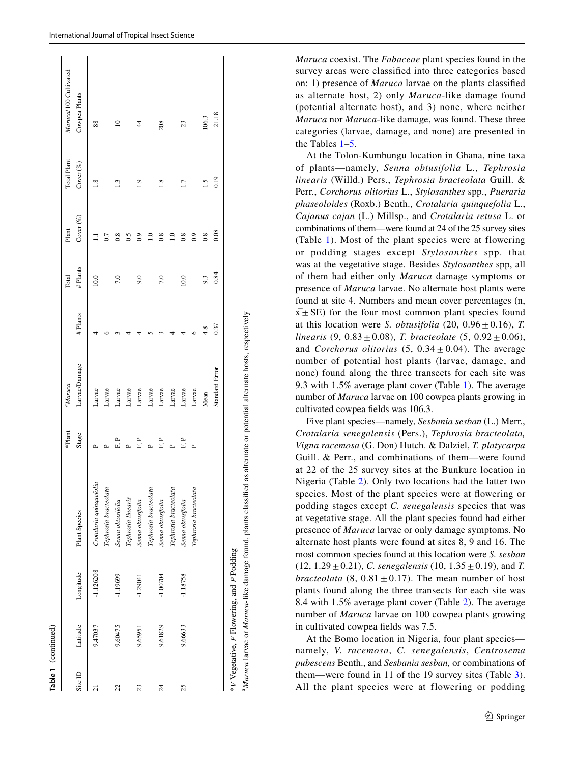**Table 1** (continued)

| Site ID | Latitude | Longitude | Plant Species | *Plant Stage | [a]*Maruca* Larvae/Damage | # Plants | Total # Plants | Plant Cover (%) | Total Plant Cover (%) | *Maruca*/100 Cultivated Cowpea Plants |
|---|---|---|---|---|---|---|---|---|---|---|
| 21 | 9.47037 | -1.126208 | *Crotalaria quinquefolia* | P | Larvae | 4 | 10.0 | 1.1 | 1.8 | 88 |
| | | | *Tephrosia bracteolata* | P | Larvae | 6 | | 0.7 | | |
| 22 | 9.60475 | -1.19699 | *Senna obtusifolia* | F, P | Larvae | 3 | 7.0 | 0.8 | 1.3 | 10 |
| | | | *Tephrosia linearis* | P | Larvae | 4 | | 0.5 | | |
| 23 | 9.65951 | -1.29041 | *Senna obtusifolia* | F, P | Larvae | 4 | 9.0 | 0.9 | 1.9 | 44 |
| | | | *Tephrosia bracteolata* | P | Larvae | 5 | | 1.0 | | |
| 24 | 9.61829 | -1.00704 | *Senna obtusifolia* | F, P | Larvae | 3 | 7.0 | 0.8 | 1.8 | 208 |
| | | | *Tephrosia bracteolata* | P | Larvae | 4 | | 1.0 | | |
| 25 | 9.66633 | -1.18758 | *Senna obtusifolia* | F, P | Larvae | 4 | 10.0 | 0.8 | 1.7 | 23 |
| | | | *Tephrosia bracteolata* | P | Larvae | 6 | | 0.9 | | |
| | | | | | Mean | 4.8 | 9.3 | 0.8 | 1.5 | 106.3 |
| | | | | | Standard Error | 0.37 | 0.84 | 0.08 | 0.19 | 21.18 |

*V Vegetative, *F* Flowering, and *P* Podding

[a]*Maruca* larvae or *Maruca*-like damage found, plants classified as alternate or potential alternate hosts, respectively

*Maruca* coexist. The *Fabaceae* plant species found in the survey areas were classified into three categories based on: 1) presence of *Maruca* larvae on the plants classified as alternate host, 2) only *Maruca*-like damage found (potential alternate host), and 3) none, where neither *Maruca* nor *Maruca*-like damage, was found. These three categories (larvae, damage, and none) are presented in the Tables 1–5.

At the Tolon-Kumbungu location in Ghana, nine taxa of plants—namely, *Senna obtusifolia* L., *Tephrosia linearis* (Willd.) Pers., *Tephrosia bracteolata* Guill. & Perr., *Corchorus olitorius* L., *Stylosanthes* spp., *Pueraria phaseoloides* (Roxb.) Benth., *Crotalaria quinquefolia* L., *Cajanus cajan* (L.) Millsp., and *Crotalaria retusa* L. or combinations of them—were found at 24 of the 25 survey sites (Table 1). Most of the plant species were at flowering or podding stages except *Stylosanthes* spp. that was at the vegetative stage. Besides *Stylosanthes* spp, all of them had either only *Maruca* damage symptoms or presence of *Maruca* larvae. No alternate host plants were found at site 4. Numbers and mean cover percentages (n, $\bar{x} \pm$ SE) for the four most common plant species found at this location were *S. obtusifolia* (20, $0.96 \pm 0.16$), *T. linearis* (9, $0.83 \pm 0.08$), *T. bracteolate* (5, $0.92 \pm 0.06$), and *Corchorus olitorius* (5, $0.34 \pm 0.04$). The average number of potential host plants (larvae, damage, and none) found along the three transects for each site was 9.3 with 1.5% average plant cover (Table 1). The average number of *Maruca* larvae on 100 cowpea plants growing in cultivated cowpea fields was 106.3.

Five plant species—namely, *Sesbania sesban* (L.) Merr., *Crotalaria senegalensis* (Pers.), *Tephrosia bracteolata, Vigna racemosa* (G. Don) Hutch. & Dalziel, *T. platycarpa* Guill. & Perr., and combinations of them—were found at 22 of the 25 survey sites at the Bunkure location in Nigeria (Table 2). Only two locations had the latter two species. Most of the plant species were at flowering or podding stages except *C. senegalensis* species that was at vegetative stage. All the plant species found had either presence of *Maruca* larvae or only damage symptoms. No alternate host plants were found at sites 8, 9 and 16. The most common species found at this location were *S. sesban* (12, $1.29 \pm 0.21$), *C. senegalensis* (10, $1.35 \pm 0.19$), and *T. bracteolata* (8, $0.81 \pm 0.17$). The mean number of host plants found along the three transects for each site was 8.4 with 1.5% average plant cover (Table 2). The average number of *Maruca* larvae on 100 cowpea plants growing in cultivated cowpea fields was 7.5.

At the Bomo location in Nigeria, four plant species—namely, *V. racemosa*, *C. senegalensis*, *Centrosema pubescens* Benth., and *Sesbania sesban,* or combinations of them—were found in 11 of the 19 survey sites (Table 3). All the plant species were at flowering or podding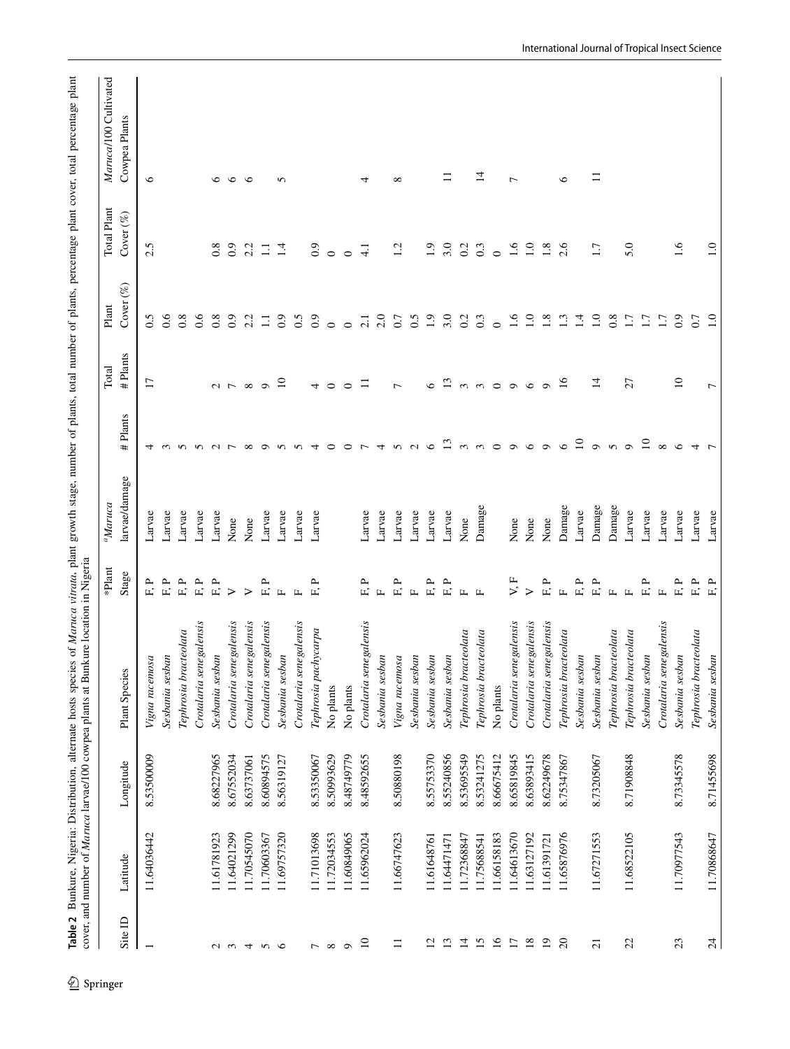**Table 2** Bunkure, Nigeria: Distribution, alternate hosts species of *Maruca vitrata*, plant growth stage, number of plants, total number of plants, percentage plant cover, total percentage plant cover, and number of *Maruca* larvae/100 cowpea plants at Bunkure location in Nigeria

| Site ID | Latitude | Longitude | Plant Species | *Plant Stage | [a]*Maruca* larvae/damage | # Plants | Total # Plants | Plant Cover (%) | Total Plant Cover (%) | *Maruca*/100 Cultivated Cowpea Plants |
|---|---|---|---|---|---|---|---|---|---|---|
| 1 | 11.64036442 | 8.53500009 | *Vigna racemosa* | F, P | Larvae | 4 | 17 | 0.5 | 2.5 | 6 |
| | | | *Sesbania sesban* | F, P | Larvae | 3 | | 0.6 | | |
| | | | *Tephrosia bracteolata* | F, P | Larvae | 5 | | 0.8 | | |
| | | | *Crotalaria senegalensis* | F, P | Larvae | 5 | | 0.6 | | |
| 2 | 11.61781923 | 8.68227965 | *Sesbania sesban* | F, P | Larvae | 2 | 2 | 0.8 | 0.8 | 6 |
| 3 | 11.64021299 | 8.67552034 | *Crotalaria senegalensis* | V | None | 7 | 7 | 0.9 | 0.9 | 6 |
| 4 | 11.70545070 | 8.63737061 | *Crotalaria senegalensis* | V | None | 8 | 8 | 2.2 | 2.2 | 6 |
| 5 | 11.70603367 | 8.60894575 | *Crotalaria senegalensis* | F, P | Larvae | 9 | 9 | 1.1 | 1.1 | |
| 6 | 11.69757320 | 8.56319127 | *Sesbania sesban* | F | Larvae | 5 | 10 | 0.9 | 1.4 | 5 |
| | | | *Crotalaria senegalensis* | F | Larvae | 5 | | 0.5 | | |
| 7 | 11.71013698 | 8.53350067 | *Tephrosia pachycarpa* | F, P | Larvae | 4 | 4 | 0.9 | 0.9 | |
| 8 | 11.72043553 | 8.50993629 | No plants | | | 0 | 0 | 0 | 0 | |
| 9 | 11.60849065 | 8.48749779 | No plants | | | 0 | 0 | 0 | 0 | |
| 10 | 11.65962024 | 8.48592655 | *Crotalaria senegalensis* | F, P | Larvae | 7 | 11 | 2.1 | 4.1 | 4 |
| | | | *Sesbania sesban* | F | Larvae | 4 | | 2.0 | | |
| 11 | 11.66747623 | 8.50880198 | *Vigna racemosa* | F, P | Larvae | 5 | 7 | 0.7 | 1.2 | 8 |
| | | | *Sesbania sesban* | F | Larvae | 2 | | 0.5 | | |
| 12 | 11.61648761 | 8.55753370 | *Sesbania sesban* | F, P | Larvae | 6 | 6 | 1.9 | 1.9 | |
| 13 | 11.64471471 | 8.55240856 | *Sesbania sesban* | F, P | Larvae | 13 | 13 | 3.0 | 3.0 | 11 |
| 14 | 11.72368847 | 8.53695549 | *Tephrosia bracteolata* | F | None | 3 | 3 | 0.2 | 0.2 | |
| 15 | 11.75688541 | 8.53241275 | *Tephrosia bracteolata* | F | Damage | 3 | 3 | 0.3 | 0.3 | 14 |
| 16 | 11.66158183 | 8.66675412 | No plants | | | 0 | 0 | 0 | 0 | |
| 17 | 11.64613670 | 8.65819845 | *Crotalaria senegalensis* | V, F | None | 9 | 9 | 1.6 | 1.6 | 7 |
| 18 | 11.63127192 | 8.63893415 | *Crotalaria senegalensis* | V | None | 6 | 6 | 1.0 | 1.0 | |
| 19 | 11.61391721 | 8.62249678 | *Crotalaria senegalensis* | F, P | None | 9 | 9 | 1.8 | 1.8 | |
| 20 | 11.65876976 | 8.75347867 | *Tephrosia bracteolata* | F | Damage | 6 | 16 | 1.3 | 2.6 | 6 |
| | | | *Sesbania sesban* | F, P | Larvae | 10 | | 1.4 | | |
| 21 | 11.67271553 | 8.73205067 | *Sesbania sesban* | F, P | Damage | 9 | 14 | 1.0 | 1.7 | 11 |
| | | | *Tephrosia bracteolata* | F | Damage | 5 | | 0.8 | | |
| 22 | 11.68522105 | 8.71908848 | *Tephrosia bracteolata* | F | Larvae | 9 | 27 | 1.7 | 5.0 | |
| | | | *Sesbania sesban* | F, P | Larvae | 10 | | 1.7 | | |
| | | | *Crotalaria senegalensis* | F | Larvae | 8 | | 1.7 | | |
| 23 | 11.70977543 | 8.73345578 | *Sesbania sesban* | F, P | Larvae | 6 | 10 | 0.9 | 1.6 | 6 |
| | | | *Tephrosia bracteolata* | F, P | Larvae | 4 | | 0.7 | | |
| 24 | 11.70868647 | 8.71455698 | *Sesbania sesban* | F, P | Larvae | 7 | 7 | 1.0 | 1.0 | |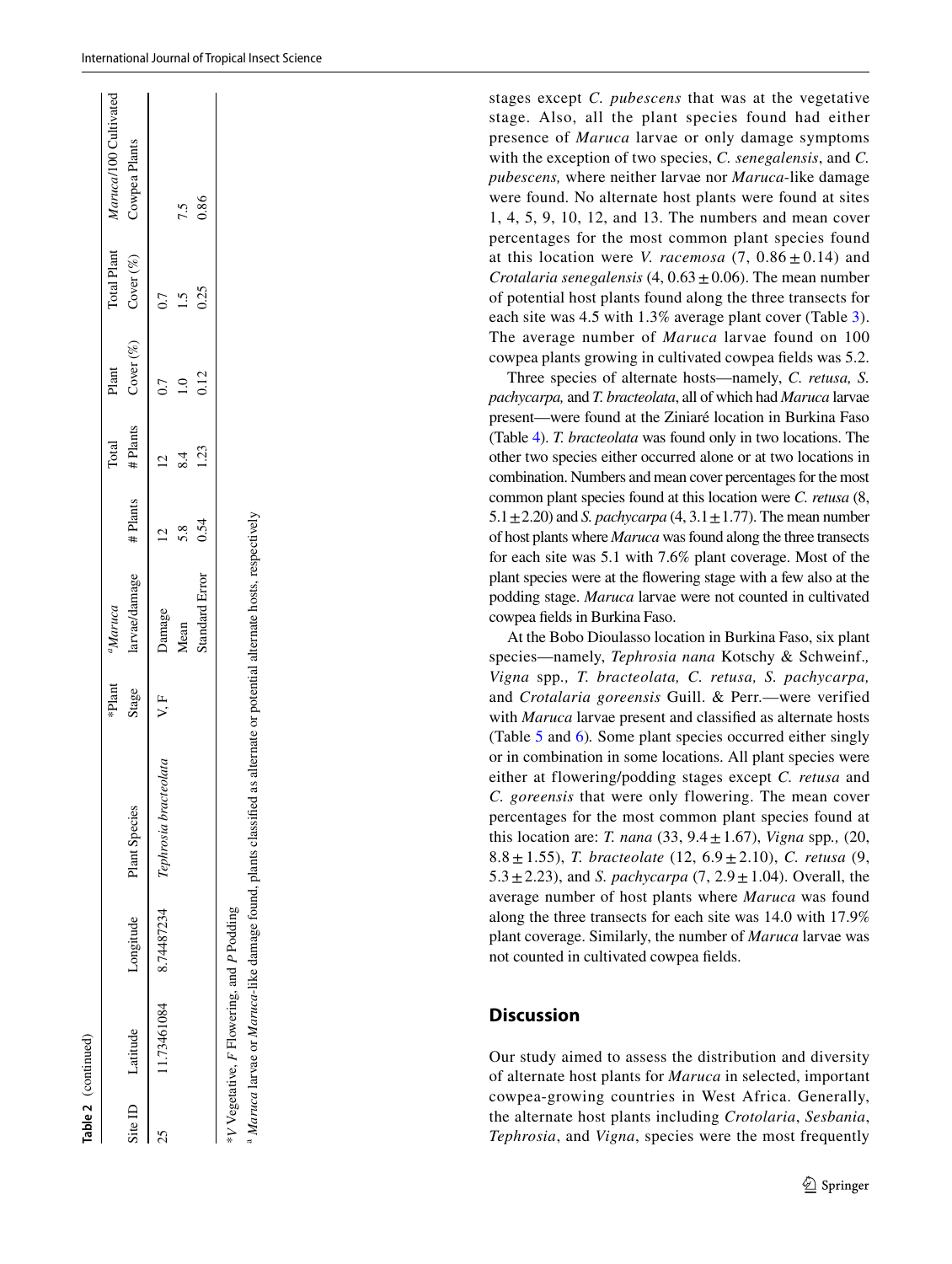**Table 2** (continued)

| Site ID | Latitude | Longitude | Plant Species | *Plant Stage | [a]*Maruca* larvae/damage | # Plants | Total # Plants | Plant Cover (%) | Total Plant Cover (%) | *Maruca*/100 Cultivated Cowpea Plants |
|---|---|---|---|---|---|---|---|---|---|---|
| 25 | 11.73461084 | 8.74487234 | *Tephrosia bracteolata* | V, F | Damage | 12 | 12 | 0.7 | 0.7 | |
| | | | | | Mean | 5.8 | 8.4 | 1.0 | 1.5 | 7.5 |
| | | | | | Standard Error | 0.54 | 1.23 | 0.12 | 0.25 | 0.86 |

*V Vegetative, F Flowering, and P Podding

[a] *Maruca* larvae or *Maruca*-like damage found, plants classified as alternate or potential alternate hosts, respectively

stages except *C. pubescens* that was at the vegetative stage. Also, all the plant species found had either presence of *Maruca* larvae or only damage symptoms with the exception of two species, *C. senegalensis*, and *C. pubescens,* where neither larvae nor *Maruca*-like damage were found. No alternate host plants were found at sites 1, 4, 5, 9, 10, 12, and 13. The numbers and mean cover percentages for the most common plant species found at this location were *V. racemosa* (7, 0.86 ± 0.14) and *Crotalaria senegalensis* (4, 0.63 ± 0.06). The mean number of potential host plants found along the three transects for each site was 4.5 with 1.3% average plant cover (Table 3). The average number of *Maruca* larvae found on 100 cowpea plants growing in cultivated cowpea fields was 5.2.

Three species of alternate hosts—namely, *C. retusa, S. pachycarpa,* and *T. bracteolata*, all of which had *Maruca* larvae present—were found at the Ziniaré location in Burkina Faso (Table 4). *T. bracteolata* was found only in two locations. The other two species either occurred alone or at two locations in combination. Numbers and mean cover percentages for the most common plant species found at this location were *C. retusa* (8, 5.1 ± 2.20) and *S. pachycarpa* (4, 3.1 ± 1.77). The mean number of host plants where *Maruca* was found along the three transects for each site was 5.1 with 7.6% plant coverage. Most of the plant species were at the flowering stage with a few also at the podding stage. *Maruca* larvae were not counted in cultivated cowpea fields in Burkina Faso.

At the Bobo Dioulasso location in Burkina Faso, six plant species—namely, *Tephrosia nana* Kotschy & Schweinf.*, Vigna* spp.*, T. bracteolata, C. retusa, S. pachycarpa,* and *Crotalaria goreensis* Guill. & Perr.—were verified with *Maruca* larvae present and classified as alternate hosts (Table 5 and 6). Some plant species occurred either singly or in combination in some locations. All plant species were either at flowering/podding stages except *C. retusa* and *C. goreensis* that were only flowering. The mean cover percentages for the most common plant species found at this location are: *T. nana* (33, 9.4 ± 1.67), *Vigna* spp.*,* (20, 8.8 ± 1.55), *T. bracteolate* (12, 6.9 ± 2.10), *C. retusa* (9, 5.3 ± 2.23), and *S. pachycarpa* (7, 2.9 ± 1.04). Overall, the average number of host plants where *Maruca* was found along the three transects for each site was 14.0 with 17.9% plant coverage. Similarly, the number of *Maruca* larvae was not counted in cultivated cowpea fields.

## Discussion

Our study aimed to assess the distribution and diversity of alternate host plants for *Maruca* in selected, important cowpea-growing countries in West Africa. Generally, the alternate host plants including *Crotolaria*, *Sesbania*, *Tephrosia*, and *Vigna*, species were the most frequently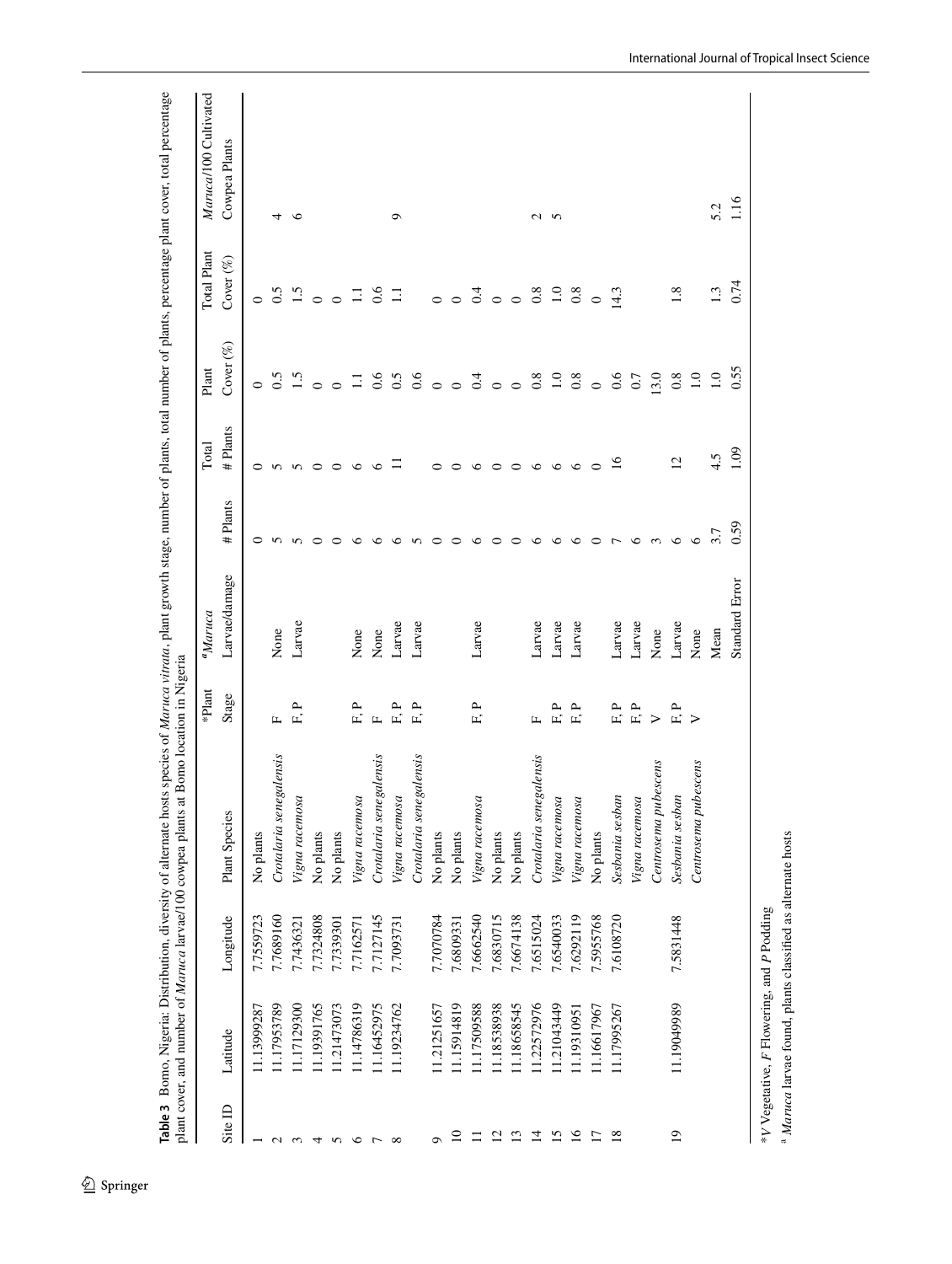**Table 3** Bomo, Nigeria: Distribution, diversity of alternate hosts species of *Maruca vitrata*, plant growth stage, number of plants, total number of plants, percentage plant cover, total percentage plant cover, and number of *Maruca* larvae/100 cowpea plants at Bomo location in Nigeria

| Site ID | Latitude | Longitude | Plant Species | *Plant Stage | [a]*Maruca* Larvae/damage | # Plants | Total # Plants | Plant Cover (%) | Total Plant Cover (%) | *Maruca*/100 Cultivated Cowpea Plants |
|---|---|---|---|---|---|---|---|---|---|---|
| 1 | 11.13999287 | 7.7559723 | No plants | | | 0 | 0 | 0 | 0 | 0 |
| 2 | 11.17953789 | 7.7689160 | *Crotalaria senegalensis* | F | None | 5 | 5 | 0.5 | 0.5 | 4 |
| 3 | 11.17129300 | 7.7436321 | *Vigna racemosa* | F, P | Larvae | 5 | 5 | 1.5 | 1.5 | 6 |
| 4 | 11.19391765 | 7.7324808 | No plants | | | 0 | 0 | 0 | 0 | |
| 5 | 11.21473073 | 7.7339301 | No plants | | | 0 | 0 | 0 | 0 | |
| 6 | 11.14786319 | 7.7162571 | *Vigna racemosa* | F, P | None | 6 | 6 | 1.1 | 1.1 | |
| 7 | 11.16452975 | 7.7127145 | *Crotalaria senegalensis* | F | None | 6 | 6 | 0.6 | 0.6 | |
| 8 | 11.19234762 | 7.7093731 | *Vigna racemosa* | F, P | Larvae | 6 | 11 | 0.5 | 1.1 | 9 |
| | | | *Crotalaria senegalensis* | F, P | Larvae | 5 | | 0.6 | | |
| 9 | 11.21251657 | 7.7070784 | No plants | | | 0 | 0 | 0 | 0 | |
| 10 | 11.15914819 | 7.6809331 | No plants | | | 0 | 0 | 0 | 0 | |
| 11 | 11.17509588 | 7.6662540 | *Vigna racemosa* | F, P | Larvae | 6 | 6 | 0.4 | 0.4 | |
| 12 | 11.18538938 | 7.6830715 | No plants | | | 0 | 0 | 0 | 0 | |
| 13 | 11.18658545 | 7.6674138 | No plants | | | 0 | 0 | 0 | 0 | |
| 14 | 11.22572976 | 7.6515024 | *Crotalaria senegalensis* | F | Larvae | 6 | 6 | 0.8 | 0.8 | 2 |
| 15 | 11.21043449 | 7.6540033 | *Vigna racemosa* | F, P | Larvae | 6 | 6 | 1.0 | 1.0 | 5 |
| 16 | 11.19310951 | 7.6292119 | *Vigna racemosa* | F, P | Larvae | 6 | 6 | 0.8 | 0.8 | |
| 17 | 11.16617967 | 7.5955768 | No plants | | | 0 | 0 | 0 | 0 | |
| 18 | 11.17995267 | 7.6108720 | *Sesbania sesban* | F, P | Larvae | 7 | 16 | 0.6 | 14.3 | |
| | | | *Vigna racemosa* | F, P | Larvae | 6 | | 0.7 | | |
| | | | *Centrosema pubescens* | V | None | 3 | | 13.0 | | |
| 19 | 11.19049989 | 7.5831448 | *Sesbania sesban* | F, P | Larvae | 6 | 12 | 0.8 | 1.8 | |
| | | | *Centrosema pubescens* | V | None | 6 | | 1.0 | | |
| | | | | | Mean | 3.7 | 4.5 | 1.0 | 1.3 | 5.2 |
| | | | | | Standard Error | 0.59 | 1.09 | 0.55 | 0.74 | 1.16 |

*V Vegetative, F Flowering, and P Podding

[a] *Maruca* larvae found, plants classified as alternate hosts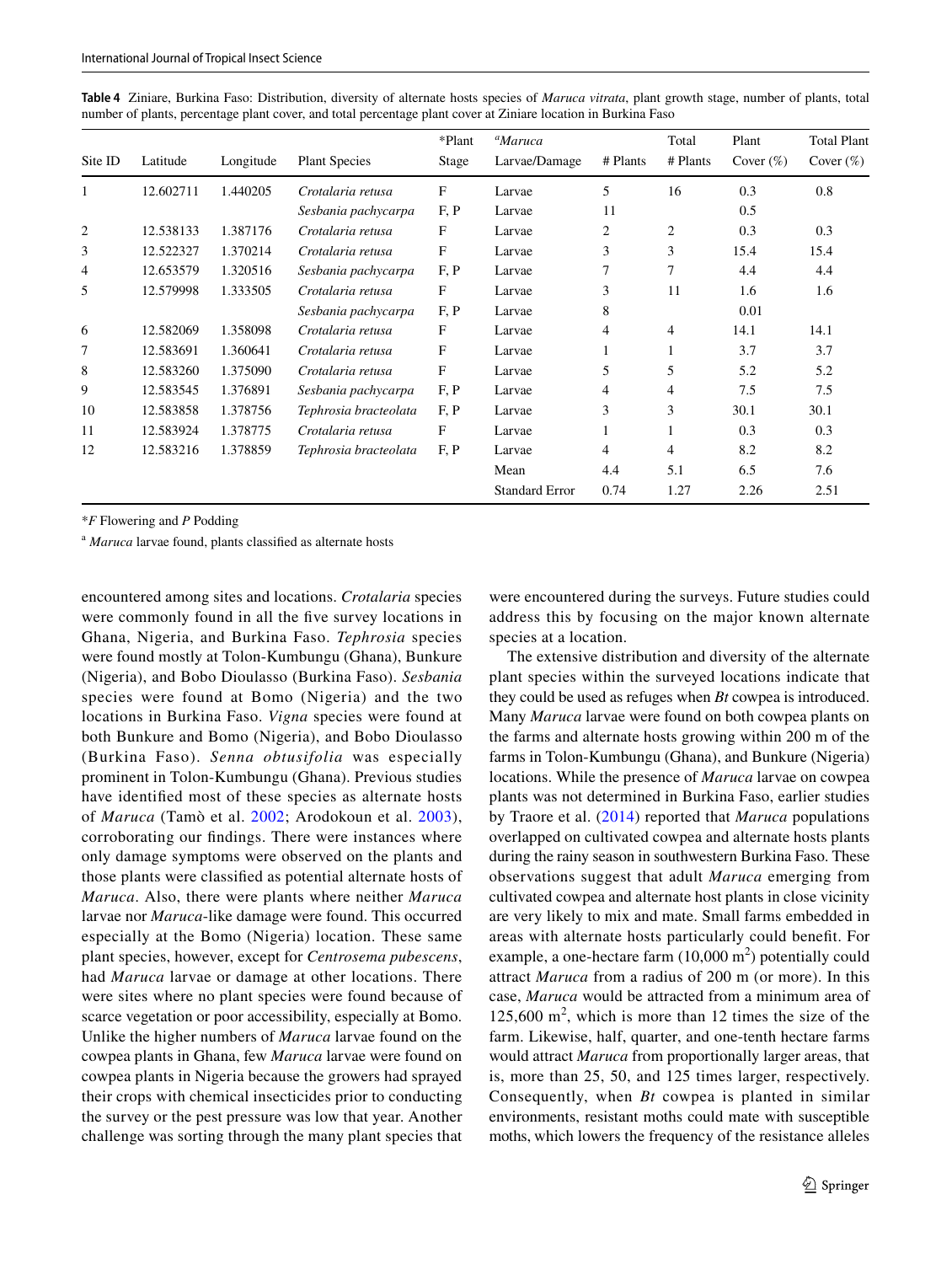**Table 4** Ziniare, Burkina Faso: Distribution, diversity of alternate hosts species of *Maruca vitrata*, plant growth stage, number of plants, total number of plants, percentage plant cover, and total percentage plant cover at Ziniare location in Burkina Faso

| Site ID | Latitude | Longitude | Plant Species | *Plant Stage | [a]*Maruca* Larvae/Damage | # Plants | Total # Plants | Plant Cover (%) | Total Plant Cover (%) |
|---|---|---|---|---|---|---|---|---|---|
| 1 | 12.602711 | 1.440205 | *Crotalaria retusa* | F | Larvae | 5 | 16 | 0.3 | 0.8 |
| | | | *Sesbania pachycarpa* | F, P | Larvae | 11 | | 0.5 | |
| 2 | 12.538133 | 1.387176 | *Crotalaria retusa* | F | Larvae | 2 | 2 | 0.3 | 0.3 |
| 3 | 12.522327 | 1.370214 | *Crotalaria retusa* | F | Larvae | 3 | 3 | 15.4 | 15.4 |
| 4 | 12.653579 | 1.320516 | *Sesbania pachycarpa* | F, P | Larvae | 7 | 7 | 4.4 | 4.4 |
| 5 | 12.579998 | 1.333505 | *Crotalaria retusa* | F | Larvae | 3 | 11 | 1.6 | 1.6 |
| | | | *Sesbania pachycarpa* | F, P | Larvae | 8 | | 0.01 | |
| 6 | 12.582069 | 1.358098 | *Crotalaria retusa* | F | Larvae | 4 | 4 | 14.1 | 14.1 |
| 7 | 12.583691 | 1.360641 | *Crotalaria retusa* | F | Larvae | 1 | 1 | 3.7 | 3.7 |
| 8 | 12.583260 | 1.375090 | *Crotalaria retusa* | F | Larvae | 5 | 5 | 5.2 | 5.2 |
| 9 | 12.583545 | 1.376891 | *Sesbania pachycarpa* | F, P | Larvae | 4 | 4 | 7.5 | 7.5 |
| 10 | 12.583858 | 1.378756 | *Tephrosia bracteolata* | F, P | Larvae | 3 | 3 | 30.1 | 30.1 |
| 11 | 12.583924 | 1.378775 | *Crotalaria retusa* | F | Larvae | 1 | 1 | 0.3 | 0.3 |
| 12 | 12.583216 | 1.378859 | *Tephrosia bracteolata* | F, P | Larvae | 4 | 4 | 8.2 | 8.2 |
| | | | | | Mean | 4.4 | 5.1 | 6.5 | 7.6 |
| | | | | | Standard Error | 0.74 | 1.27 | 2.26 | 2.51 |

*F Flowering and P Podding

[a] *Maruca* larvae found, plants classified as alternate hosts

encountered among sites and locations. *Crotalaria* species were commonly found in all the five survey locations in Ghana, Nigeria, and Burkina Faso. *Tephrosia* species were found mostly at Tolon-Kumbungu (Ghana), Bunkure (Nigeria), and Bobo Dioulasso (Burkina Faso). *Sesbania* species were found at Bomo (Nigeria) and the two locations in Burkina Faso. *Vigna* species were found at both Bunkure and Bomo (Nigeria), and Bobo Dioulasso (Burkina Faso). *Senna obtusifolia* was especially prominent in Tolon-Kumbungu (Ghana). Previous studies have identified most of these species as alternate hosts of *Maruca* (Tamò et al. 2002; Arodokoun et al. 2003), corroborating our findings. There were instances where only damage symptoms were observed on the plants and those plants were classified as potential alternate hosts of *Maruca*. Also, there were plants where neither *Maruca* larvae nor *Maruca*-like damage were found. This occurred especially at the Bomo (Nigeria) location. These same plant species, however, except for *Centrosema pubescens*, had *Maruca* larvae or damage at other locations. There were sites where no plant species were found because of scarce vegetation or poor accessibility, especially at Bomo. Unlike the higher numbers of *Maruca* larvae found on the cowpea plants in Ghana, few *Maruca* larvae were found on cowpea plants in Nigeria because the growers had sprayed their crops with chemical insecticides prior to conducting the survey or the pest pressure was low that year. Another challenge was sorting through the many plant species that were encountered during the surveys. Future studies could address this by focusing on the major known alternate species at a location.

The extensive distribution and diversity of the alternate plant species within the surveyed locations indicate that they could be used as refuges when *Bt* cowpea is introduced. Many *Maruca* larvae were found on both cowpea plants on the farms and alternate hosts growing within 200 m of the farms in Tolon-Kumbungu (Ghana), and Bunkure (Nigeria) locations. While the presence of *Maruca* larvae on cowpea plants was not determined in Burkina Faso, earlier studies by Traore et al. (2014) reported that *Maruca* populations overlapped on cultivated cowpea and alternate hosts plants during the rainy season in southwestern Burkina Faso. These observations suggest that adult *Maruca* emerging from cultivated cowpea and alternate host plants in close vicinity are very likely to mix and mate. Small farms embedded in areas with alternate hosts particularly could benefit. For example, a one-hectare farm (10,000 $m^2$) potentially could attract *Maruca* from a radius of 200 m (or more). In this case, *Maruca* would be attracted from a minimum area of 125,600 $m^2$, which is more than 12 times the size of the farm. Likewise, half, quarter, and one-tenth hectare farms would attract *Maruca* from proportionally larger areas, that is, more than 25, 50, and 125 times larger, respectively. Consequently, when *Bt* cowpea is planted in similar environments, resistant moths could mate with susceptible moths, which lowers the frequency of the resistance alleles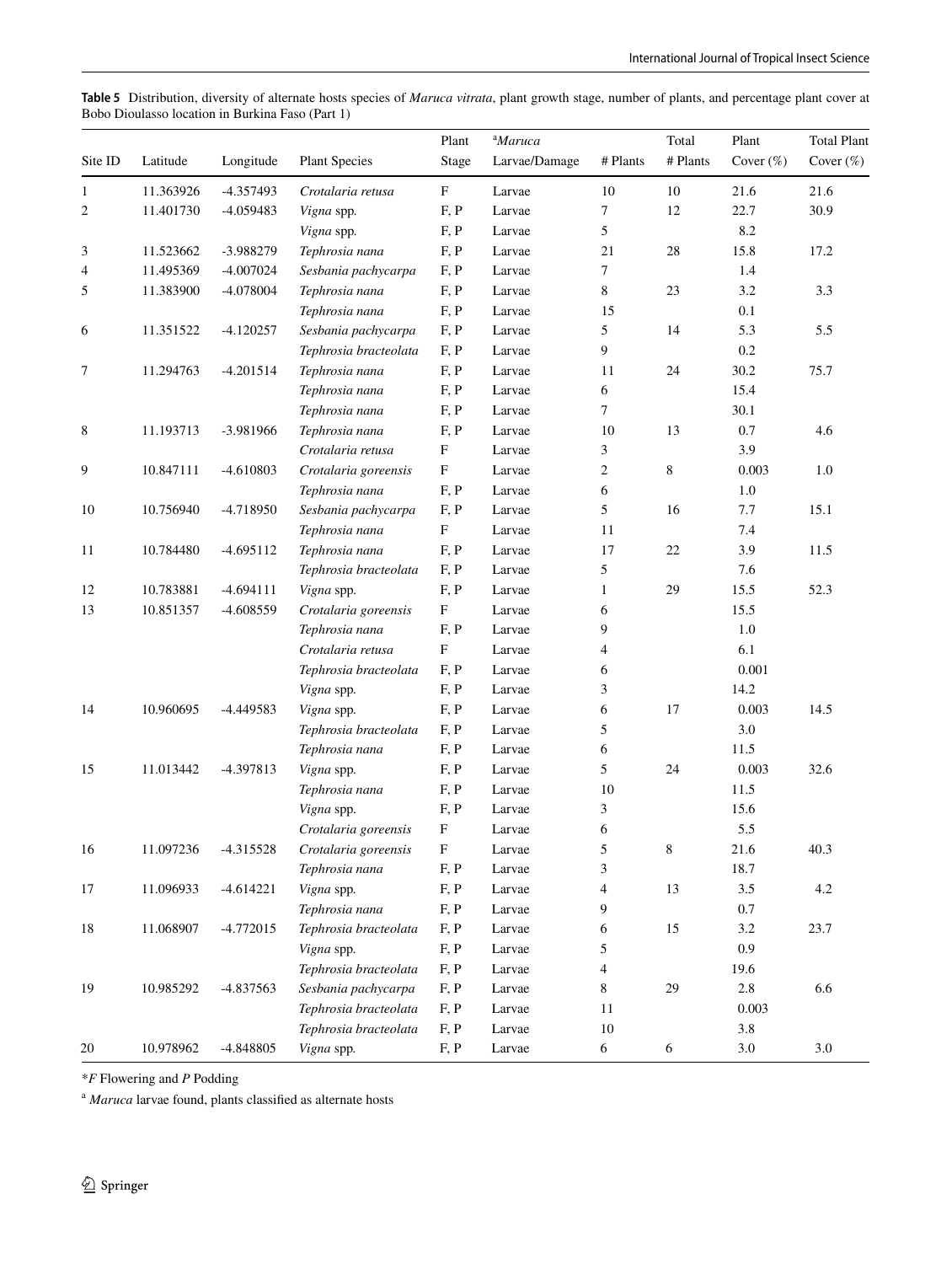**Table 5** Distribution, diversity of alternate hosts species of *Maruca vitrata*, plant growth stage, number of plants, and percentage plant cover at Bobo Dioulasso location in Burkina Faso (Part 1)

| Site ID | Latitude | Longitude | Plant Species | Plant Stage | [a]*Maruca* Larvae/Damage | # Plants | Total # Plants | Plant Cover (%) | Total Plant Cover (%) |
|---|---|---|---|---|---|---|---|---|---|
| 1 | 11.363926 | -4.357493 | *Crotalaria retusa* | F | Larvae | 10 | 10 | 21.6 | 21.6 |
| 2 | 11.401730 | -4.059483 | *Vigna* spp. | F, P | Larvae | 7 | 12 | 22.7 | 30.9 |
| | | | *Vigna* spp. | F, P | Larvae | 5 | | 8.2 | |
| 3 | 11.523662 | -3.988279 | *Tephrosia nana* | F, P | Larvae | 21 | 28 | 15.8 | 17.2 |
| 4 | 11.495369 | -4.007024 | *Sesbania pachycarpa* | F, P | Larvae | 7 | | 1.4 | |
| 5 | 11.383900 | -4.078004 | *Tephrosia nana* | F, P | Larvae | 8 | 23 | 3.2 | 3.3 |
| | | | *Tephrosia nana* | F, P | Larvae | 15 | | 0.1 | |
| 6 | 11.351522 | -4.120257 | *Sesbania pachycarpa* | F, P | Larvae | 5 | 14 | 5.3 | 5.5 |
| | | | *Tephrosia bracteolata* | F, P | Larvae | 9 | | 0.2 | |
| 7 | 11.294763 | -4.201514 | *Tephrosia nana* | F, P | Larvae | 11 | 24 | 30.2 | 75.7 |
| | | | *Tephrosia nana* | F, P | Larvae | 6 | | 15.4 | |
| | | | *Tephrosia nana* | F, P | Larvae | 7 | | 30.1 | |
| 8 | 11.193713 | -3.981966 | *Tephrosia nana* | F, P | Larvae | 10 | 13 | 0.7 | 4.6 |
| | | | *Crotalaria retusa* | F | Larvae | 3 | | 3.9 | |
| 9 | 10.847111 | -4.610803 | *Crotalaria goreensis* | F | Larvae | 2 | 8 | 0.003 | 1.0 |
| | | | *Tephrosia nana* | F, P | Larvae | 6 | | 1.0 | |
| 10 | 10.756940 | -4.718950 | *Sesbania pachycarpa* | F, P | Larvae | 5 | 16 | 7.7 | 15.1 |
| | | | *Tephrosia nana* | F | Larvae | 11 | | 7.4 | |
| 11 | 10.784480 | -4.695112 | *Tephrosia nana* | F, P | Larvae | 17 | 22 | 3.9 | 11.5 |
| | | | *Tephrosia bracteolata* | F, P | Larvae | 5 | | 7.6 | |
| 12 | 10.783881 | -4.694111 | *Vigna* spp. | F, P | Larvae | 1 | 29 | 15.5 | 52.3 |
| 13 | 10.851357 | -4.608559 | *Crotalaria goreensis* | F | Larvae | 6 | | 15.5 | |
| | | | *Tephrosia nana* | F, P | Larvae | 9 | | 1.0 | |
| | | | *Crotalaria retusa* | F | Larvae | 4 | | 6.1 | |
| | | | *Tephrosia bracteolata* | F, P | Larvae | 6 | | 0.001 | |
| | | | *Vigna* spp. | F, P | Larvae | 3 | | 14.2 | |
| 14 | 10.960695 | -4.449583 | *Vigna* spp. | F, P | Larvae | 6 | 17 | 0.003 | 14.5 |
| | | | *Tephrosia bracteolata* | F, P | Larvae | 5 | | 3.0 | |
| | | | *Tephrosia nana* | F, P | Larvae | 6 | | 11.5 | |
| 15 | 11.013442 | -4.397813 | *Vigna* spp. | F, P | Larvae | 5 | 24 | 0.003 | 32.6 |
| | | | *Tephrosia nana* | F, P | Larvae | 10 | | 11.5 | |
| | | | *Vigna* spp. | F, P | Larvae | 3 | | 15.6 | |
| | | | *Crotalaria goreensis* | F | Larvae | 6 | | 5.5 | |
| 16 | 11.097236 | -4.315528 | *Crotalaria goreensis* | F | Larvae | 5 | 8 | 21.6 | 40.3 |
| | | | *Tephrosia nana* | F, P | Larvae | 3 | | 18.7 | |
| 17 | 11.096933 | -4.614221 | *Vigna* spp. | F, P | Larvae | 4 | 13 | 3.5 | 4.2 |
| | | | *Tephrosia nana* | F, P | Larvae | 9 | | 0.7 | |
| 18 | 11.068907 | -4.772015 | *Tephrosia bracteolata* | F, P | Larvae | 6 | 15 | 3.2 | 23.7 |
| | | | *Vigna* spp. | F, P | Larvae | 5 | | 0.9 | |
| | | | *Tephrosia bracteolata* | F, P | Larvae | 4 | | 19.6 | |
| 19 | 10.985292 | -4.837563 | *Sesbania pachycarpa* | F, P | Larvae | 8 | 29 | 2.8 | 6.6 |
| | | | *Tephrosia bracteolata* | F, P | Larvae | 11 | | 0.003 | |
| | | | *Tephrosia bracteolata* | F, P | Larvae | 10 | | 3.8 | |
| 20 | 10.978962 | -4.848805 | *Vigna* spp. | F, P | Larvae | 6 | 6 | 3.0 | 3.0 |

**F* Flowering and *P* Podding

[a] *Maruca* larvae found, plants classified as alternate hosts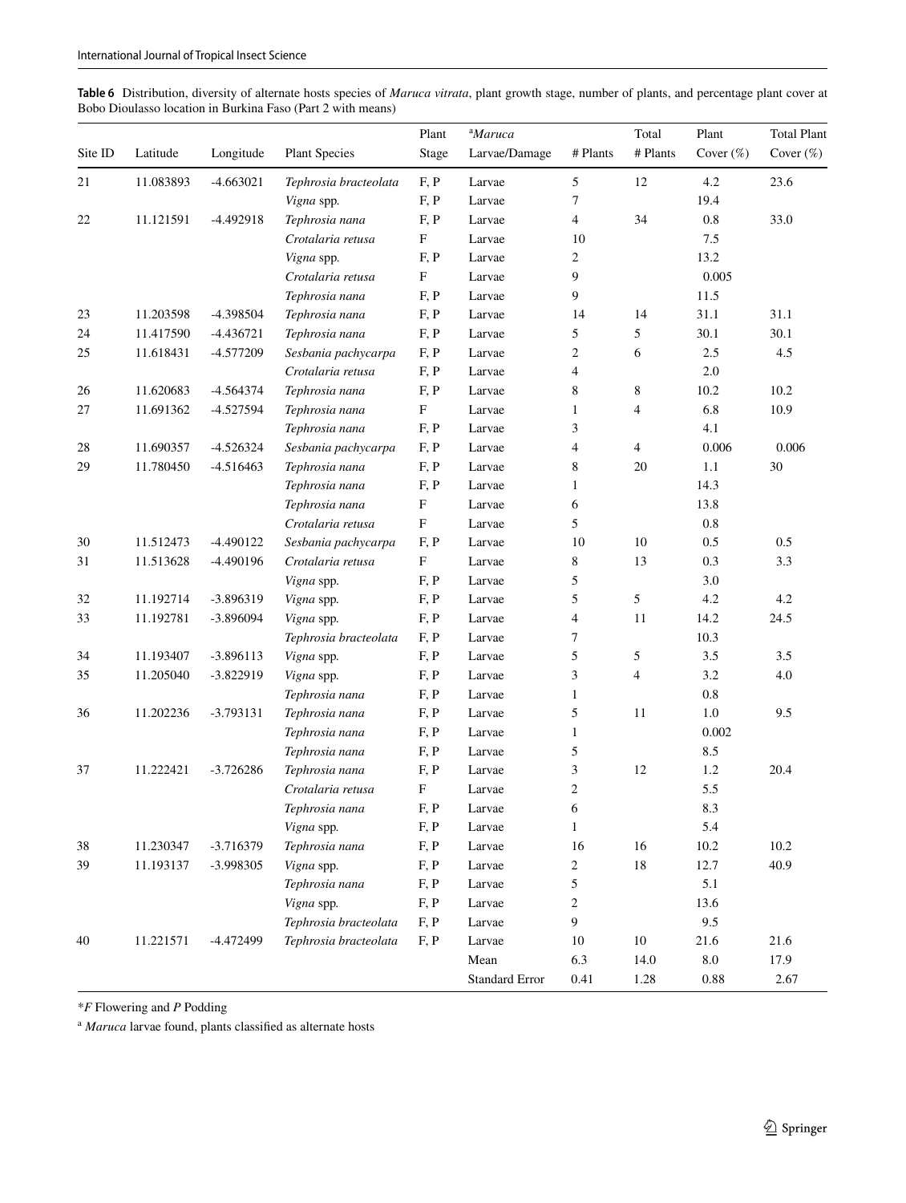**Table 6** Distribution, diversity of alternate hosts species of *Maruca vitrata*, plant growth stage, number of plants, and percentage plant cover at Bobo Dioulasso location in Burkina Faso (Part 2 with means)

| Site ID | Latitude | Longitude | Plant Species | Plant Stage | [a]*Maruca* Larvae/Damage | # Plants | Total # Plants | Plant Cover (%) | Total Plant Cover (%) |
|---|---|---|---|---|---|---|---|---|---|
| 21 | 11.083893 | -4.663021 | *Tephrosia bracteolata* | F, P | Larvae | 5 | 12 | 4.2 | 23.6 |
| | | | *Vigna* spp. | F, P | Larvae | 7 | | 19.4 | |
| 22 | 11.121591 | -4.492918 | *Tephrosia nana* | F, P | Larvae | 4 | 34 | 0.8 | 33.0 |
| | | | *Crotalaria retusa* | F | Larvae | 10 | | 7.5 | |
| | | | *Vigna* spp. | F, P | Larvae | 2 | | 13.2 | |
| | | | *Crotalaria retusa* | F | Larvae | 9 | | 0.005 | |
| | | | *Tephrosia nana* | F, P | Larvae | 9 | | 11.5 | |
| 23 | 11.203598 | -4.398504 | *Tephrosia nana* | F, P | Larvae | 14 | 14 | 31.1 | 31.1 |
| 24 | 11.417590 | -4.436721 | *Tephrosia nana* | F, P | Larvae | 5 | 5 | 30.1 | 30.1 |
| 25 | 11.618431 | -4.577209 | *Sesbania pachycarpa* | F, P | Larvae | 2 | 6 | 2.5 | 4.5 |
| | | | *Crotalaria retusa* | F, P | Larvae | 4 | | 2.0 | |
| 26 | 11.620683 | -4.564374 | *Tephrosia nana* | F, P | Larvae | 8 | 8 | 10.2 | 10.2 |
| 27 | 11.691362 | -4.527594 | *Tephrosia nana* | F | Larvae | 1 | 4 | 6.8 | 10.9 |
| | | | *Tephrosia nana* | F, P | Larvae | 3 | | 4.1 | |
| 28 | 11.690357 | -4.526324 | *Sesbania pachycarpa* | F, P | Larvae | 4 | 4 | 0.006 | 0.006 |
| 29 | 11.780450 | -4.516463 | *Tephrosia nana* | F, P | Larvae | 8 | 20 | 1.1 | 30 |
| | | | *Tephrosia nana* | F, P | Larvae | 1 | | 14.3 | |
| | | | *Tephrosia nana* | F | Larvae | 6 | | 13.8 | |
| | | | *Crotalaria retusa* | F | Larvae | 5 | | 0.8 | |
| 30 | 11.512473 | -4.490122 | *Sesbania pachycarpa* | F, P | Larvae | 10 | 10 | 0.5 | 0.5 |
| 31 | 11.513628 | -4.490196 | *Crotalaria retusa* | F | Larvae | 8 | 13 | 0.3 | 3.3 |
| | | | *Vigna* spp. | F, P | Larvae | 5 | | 3.0 | |
| 32 | 11.192714 | -3.896319 | *Vigna* spp. | F, P | Larvae | 5 | 5 | 4.2 | 4.2 |
| 33 | 11.192781 | -3.896094 | *Vigna* spp. | F, P | Larvae | 4 | 11 | 14.2 | 24.5 |
| | | | *Tephrosia bracteolata* | F, P | Larvae | 7 | | 10.3 | |
| 34 | 11.193407 | -3.896113 | *Vigna* spp. | F, P | Larvae | 5 | 5 | 3.5 | 3.5 |
| 35 | 11.205040 | -3.822919 | *Vigna* spp. | F, P | Larvae | 3 | 4 | 3.2 | 4.0 |
| | | | *Tephrosia nana* | F, P | Larvae | 1 | | 0.8 | |
| 36 | 11.202236 | -3.793131 | *Tephrosia nana* | F, P | Larvae | 5 | 11 | 1.0 | 9.5 |
| | | | *Tephrosia nana* | F, P | Larvae | 1 | | 0.002 | |
| | | | *Tephrosia nana* | F, P | Larvae | 5 | | 8.5 | |
| 37 | 11.222421 | -3.726286 | *Tephrosia nana* | F, P | Larvae | 3 | 12 | 1.2 | 20.4 |
| | | | *Crotalaria retusa* | F | Larvae | 2 | | 5.5 | |
| | | | *Tephrosia nana* | F, P | Larvae | 6 | | 8.3 | |
| | | | *Vigna* spp. | F, P | Larvae | 1 | | 5.4 | |
| 38 | 11.230347 | -3.716379 | *Tephrosia nana* | F, P | Larvae | 16 | 16 | 10.2 | 10.2 |
| 39 | 11.193137 | -3.998305 | *Vigna* spp. | F, P | Larvae | 2 | 18 | 12.7 | 40.9 |
| | | | *Tephrosia nana* | F, P | Larvae | 5 | | 5.1 | |
| | | | *Vigna* spp. | F, P | Larvae | 2 | | 13.6 | |
| | | | *Tephrosia bracteolata* | F, P | Larvae | 9 | | 9.5 | |
| 40 | 11.221571 | -4.472499 | *Tephrosia bracteolata* | F, P | Larvae | 10 | 10 | 21.6 | 21.6 |
| | | | | | Mean | 6.3 | 14.0 | 8.0 | 17.9 |
| | | | | | Standard Error | 0.41 | 1.28 | 0.88 | 2.67 |

\**F* Flowering and *P* Podding

[a] *Maruca* larvae found, plants classified as alternate hosts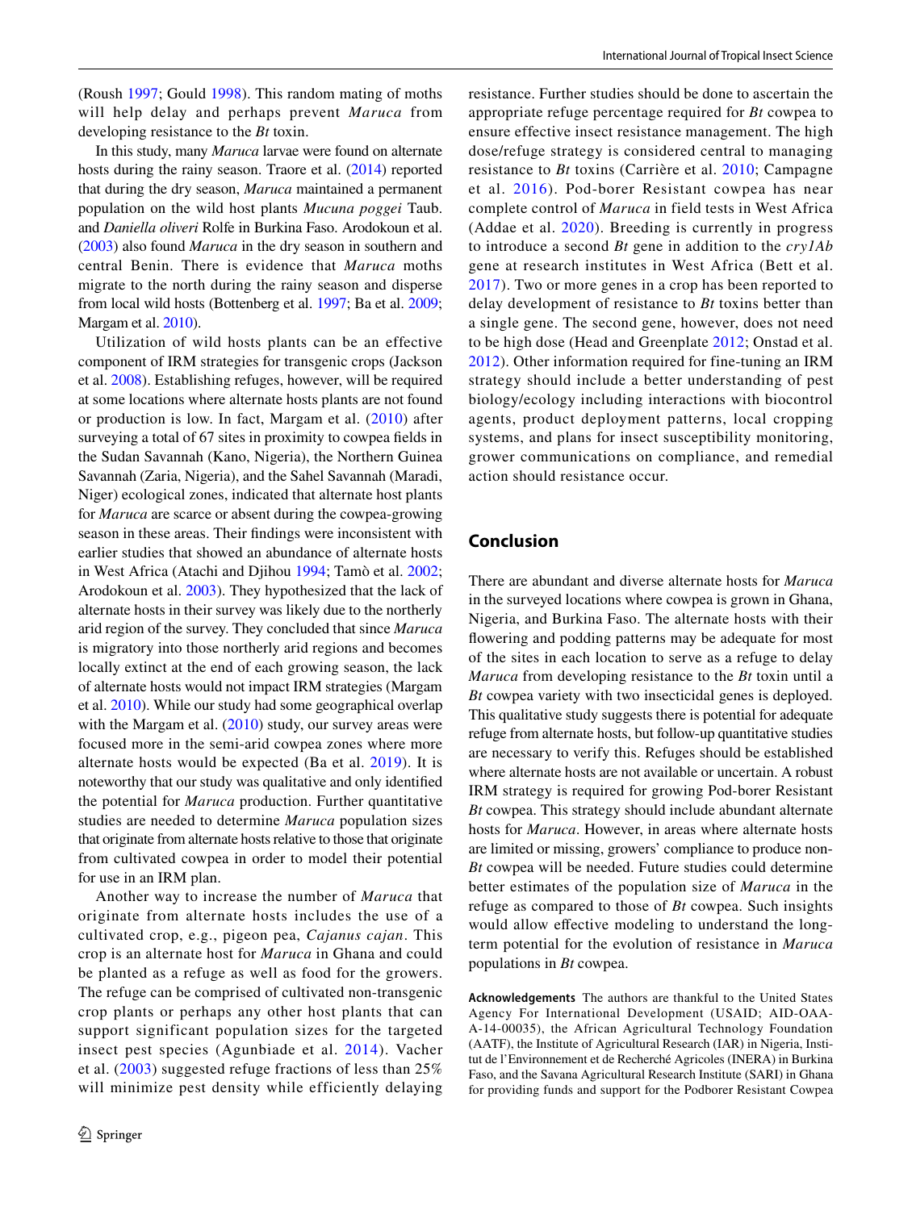(Roush 1997; Gould 1998). This random mating of moths will help delay and perhaps prevent *Maruca* from developing resistance to the *Bt* toxin.

In this study, many *Maruca* larvae were found on alternate hosts during the rainy season. Traore et al. (2014) reported that during the dry season, *Maruca* maintained a permanent population on the wild host plants *Mucuna poggei* Taub. and *Daniella oliveri* Rolfe in Burkina Faso. Arodokoun et al. (2003) also found *Maruca* in the dry season in southern and central Benin. There is evidence that *Maruca* moths migrate to the north during the rainy season and disperse from local wild hosts (Bottenberg et al. 1997; Ba et al. 2009; Margam et al. 2010).

Utilization of wild hosts plants can be an effective component of IRM strategies for transgenic crops (Jackson et al. 2008). Establishing refuges, however, will be required at some locations where alternate hosts plants are not found or production is low. In fact, Margam et al. (2010) after surveying a total of 67 sites in proximity to cowpea fields in the Sudan Savannah (Kano, Nigeria), the Northern Guinea Savannah (Zaria, Nigeria), and the Sahel Savannah (Maradi, Niger) ecological zones, indicated that alternate host plants for *Maruca* are scarce or absent during the cowpea-growing season in these areas. Their findings were inconsistent with earlier studies that showed an abundance of alternate hosts in West Africa (Atachi and Djihou 1994; Tamò et al. 2002; Arodokoun et al. 2003). They hypothesized that the lack of alternate hosts in their survey was likely due to the northerly arid region of the survey. They concluded that since *Maruca* is migratory into those northerly arid regions and becomes locally extinct at the end of each growing season, the lack of alternate hosts would not impact IRM strategies (Margam et al. 2010). While our study had some geographical overlap with the Margam et al. (2010) study, our survey areas were focused more in the semi-arid cowpea zones where more alternate hosts would be expected (Ba et al. 2019). It is noteworthy that our study was qualitative and only identified the potential for *Maruca* production. Further quantitative studies are needed to determine *Maruca* population sizes that originate from alternate hosts relative to those that originate from cultivated cowpea in order to model their potential for use in an IRM plan.

Another way to increase the number of *Maruca* that originate from alternate hosts includes the use of a cultivated crop, e.g., pigeon pea, *Cajanus cajan*. This crop is an alternate host for *Maruca* in Ghana and could be planted as a refuge as well as food for the growers. The refuge can be comprised of cultivated non-transgenic crop plants or perhaps any other host plants that can support significant population sizes for the targeted insect pest species (Agunbiade et al. 2014). Vacher et al. (2003) suggested refuge fractions of less than 25% will minimize pest density while efficiently delaying resistance. Further studies should be done to ascertain the appropriate refuge percentage required for *Bt* cowpea to ensure effective insect resistance management. The high dose/refuge strategy is considered central to managing resistance to *Bt* toxins (Carrière et al. 2010; Campagne et al. 2016). Pod-borer Resistant cowpea has near complete control of *Maruca* in field tests in West Africa (Addae et al. 2020). Breeding is currently in progress to introduce a second *Bt* gene in addition to the *cry1Ab* gene at research institutes in West Africa (Bett et al. 2017). Two or more genes in a crop has been reported to delay development of resistance to *Bt* toxins better than a single gene. The second gene, however, does not need to be high dose (Head and Greenplate 2012; Onstad et al. 2012). Other information required for fine-tuning an IRM strategy should include a better understanding of pest biology/ecology including interactions with biocontrol agents, product deployment patterns, local cropping systems, and plans for insect susceptibility monitoring, grower communications on compliance, and remedial action should resistance occur.

## Conclusion

There are abundant and diverse alternate hosts for *Maruca* in the surveyed locations where cowpea is grown in Ghana, Nigeria, and Burkina Faso. The alternate hosts with their flowering and podding patterns may be adequate for most of the sites in each location to serve as a refuge to delay *Maruca* from developing resistance to the *Bt* toxin until a *Bt* cowpea variety with two insecticidal genes is deployed. This qualitative study suggests there is potential for adequate refuge from alternate hosts, but follow-up quantitative studies are necessary to verify this. Refuges should be established where alternate hosts are not available or uncertain. A robust IRM strategy is required for growing Pod-borer Resistant *Bt* cowpea. This strategy should include abundant alternate hosts for *Maruca*. However, in areas where alternate hosts are limited or missing, growers' compliance to produce non-*Bt* cowpea will be needed. Future studies could determine better estimates of the population size of *Maruca* in the refuge as compared to those of *Bt* cowpea. Such insights would allow effective modeling to understand the long-term potential for the evolution of resistance in *Maruca* populations in *Bt* cowpea.

**Acknowledgements** The authors are thankful to the United States Agency For International Development (USAID; AID-OAA-A-14-00035), the African Agricultural Technology Foundation (AATF), the Institute of Agricultural Research (IAR) in Nigeria, Institut de l'Environnement et de Recherché Agricoles (INERA) in Burkina Faso, and the Savana Agricultural Research Institute (SARI) in Ghana for providing funds and support for the Podborer Resistant Cowpea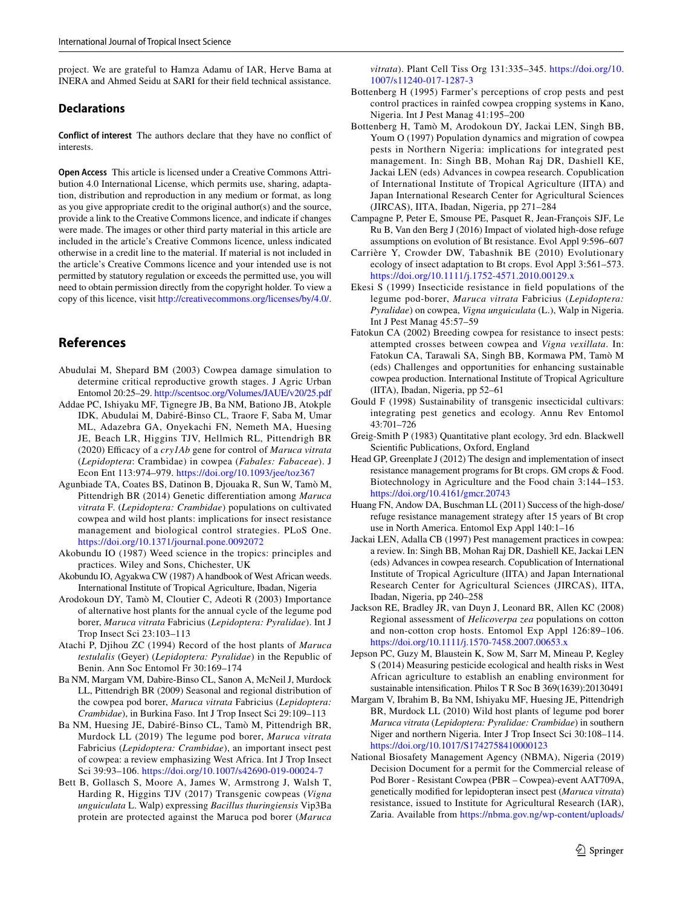project. We are grateful to Hamza Adamu of IAR, Herve Bama at INERA and Ahmed Seidu at SARI for their field technical assistance.

## Declarations

**Conflict of interest** The authors declare that they have no conflict of interests.

**Open Access** This article is licensed under a Creative Commons Attribution 4.0 International License, which permits use, sharing, adaptation, distribution and reproduction in any medium or format, as long as you give appropriate credit to the original author(s) and the source, provide a link to the Creative Commons licence, and indicate if changes were made. The images or other third party material in this article are included in the article's Creative Commons licence, unless indicated otherwise in a credit line to the material. If material is not included in the article's Creative Commons licence and your intended use is not permitted by statutory regulation or exceeds the permitted use, you will need to obtain permission directly from the copyright holder. To view a copy of this licence, visit http://creativecommons.org/licenses/by/4.0/.

## References

Abudulai M, Shepard BM (2003) Cowpea damage simulation to determine critical reproductive growth stages. J Agric Urban Entomol 20:25–29. http://scentsoc.org/Volumes/JAUE/v20/25.pdf

Addae PC, Ishiyaku MF, Tignegre JB, Ba NM, Bationo JB, Atokple IDK, Abudulai M, Dabiré-Binso CL, Traore F, Saba M, Umar ML, Adazebra GA, Onyekachi FN, Nemeth MA, Huesing JE, Beach LR, Higgins TJV, Hellmich RL, Pittendrigh BR (2020) Efficacy of a *cry1Ab* gene for control of *Maruca vitrata* (*Lepidoptera*: Crambidae) in cowpea (*Fabales: Fabaceae*). J Econ Ent 113:974–979. https://doi.org/10.1093/jee/toz367

Agunbiade TA, Coates BS, Datinon B, Djouaka R, Sun W, Tamò M, Pittendrigh BR (2014) Genetic differentiation among *Maruca vitrata* F. (*Lepidoptera: Crambidae*) populations on cultivated cowpea and wild host plants: implications for insect resistance management and biological control strategies. PLoS One. https://doi.org/10.1371/journal.pone.0092072

Akobundu IO (1987) Weed science in the tropics: principles and practices. Wiley and Sons, Chichester, UK

Akobundu IO, Agyakwa CW (1987) A handbook of West African weeds. International Institute of Tropical Agriculture, Ibadan, Nigeria

Arodokoun DY, Tamò M, Cloutier C, Adeoti R (2003) Importance of alternative host plants for the annual cycle of the legume pod borer, *Maruca vitrata* Fabricius (*Lepidoptera: Pyralidae*). Int J Trop Insect Sci 23:103–113

Atachi P, Djihou ZC (1994) Record of the host plants of *Maruca testulalis* (Geyer) (*Lepidoptera: Pyralidae*) in the Republic of Benin. Ann Soc Entomol Fr 30:169–174

Ba NM, Margam VM, Dabire-Binso CL, Sanon A, McNeil J, Murdock LL, Pittendrigh BR (2009) Seasonal and regional distribution of the cowpea pod borer, *Maruca vitrata* Fabricius (*Lepidoptera: Crambidae*), in Burkina Faso. Int J Trop Insect Sci 29:109–113

Ba NM, Huesing JE, Dabiré-Binso CL, Tamò M, Pittendrigh BR, Murdock LL (2019) The legume pod borer, *Maruca vitrata* Fabricius (*Lepidoptera: Crambidae*), an important insect pest of cowpea: a review emphasizing West Africa. Int J Trop Insect Sci 39:93–106. https://doi.org/10.1007/s42690-019-00024-7

Bett B, Gollasch S, Moore A, James W, Armstrong J, Walsh T, Harding R, Higgins TJV (2017) Transgenic cowpeas (*Vigna unguiculata* L. Walp) expressing *Bacillus thuringiensis* Vip3Ba protein are protected against the Maruca pod borer (*Maruca vitrata*). Plant Cell Tiss Org 131:335–345. https://doi.org/10.1007/s11240-017-1287-3

Bottenberg H (1995) Farmer's perceptions of crop pests and pest control practices in rainfed cowpea cropping systems in Kano, Nigeria. Int J Pest Manag 41:195–200

Bottenberg H, Tamò M, Arodokoun DY, Jackai LEN, Singh BB, Youm O (1997) Population dynamics and migration of cowpea pests in Northern Nigeria: implications for integrated pest management. In: Singh BB, Mohan Raj DR, Dashiell KE, Jackai LEN (eds) Advances in cowpea research. Copublication of International Institute of Tropical Agriculture (IITA) and Japan International Research Center for Agricultural Sciences (JIRCAS), IITA, Ibadan, Nigeria, pp 271–284

Campagne P, Peter E, Smouse PE, Pasquet R, Jean-François SJF, Le Ru B, Van den Berg J (2016) Impact of violated high-dose refuge assumptions on evolution of Bt resistance. Evol Appl 9:596–607

Carrière Y, Crowder DW, Tabashnik BE (2010) Evolutionary ecology of insect adaptation to Bt crops. Evol Appl 3:561–573. https://doi.org/10.1111/j.1752-4571.2010.00129.x

Ekesi S (1999) Insecticide resistance in field populations of the legume pod-borer, *Maruca vitrata* Fabricius (*Lepidoptera: Pyralidae*) on cowpea, *Vigna unguiculata* (L.), Walp in Nigeria. Int J Pest Manag 45:57–59

Fatokun CA (2002) Breeding cowpea for resistance to insect pests: attempted crosses between cowpea and *Vigna vexillata*. In: Fatokun CA, Tarawali SA, Singh BB, Kormawa PM, Tamò M (eds) Challenges and opportunities for enhancing sustainable cowpea production. International Institute of Tropical Agriculture (IITA), Ibadan, Nigeria, pp 52–61

Gould F (1998) Sustainability of transgenic insecticidal cultivars: integrating pest genetics and ecology. Annu Rev Entomol 43:701–726

Greig-Smith P (1983) Quantitative plant ecology, 3rd edn. Blackwell Scientific Publications, Oxford, England

Head GP, Greenplate J (2012) The design and implementation of insect resistance management programs for Bt crops. GM crops & Food. Biotechnology in Agriculture and the Food chain 3:144–153. https://doi.org/10.4161/gmcr.20743

Huang FN, Andow DA, Buschman LL (2011) Success of the high-dose/refuge resistance management strategy after 15 years of Bt crop use in North America. Entomol Exp Appl 140:1–16

Jackai LEN, Adalla CB (1997) Pest management practices in cowpea: a review. In: Singh BB, Mohan Raj DR, Dashiell KE, Jackai LEN (eds) Advances in cowpea research. Copublication of International Institute of Tropical Agriculture (IITA) and Japan International Research Center for Agricultural Sciences (JIRCAS), IITA, Ibadan, Nigeria, pp 240–258

Jackson RE, Bradley JR, van Duyn J, Leonard BR, Allen KC (2008) Regional assessment of *Helicoverpa zea* populations on cotton and non-cotton crop hosts. Entomol Exp Appl 126:89–106. https://doi.org/10.1111/j.1570-7458.2007.00653.x

Jepson PC, Guzy M, Blaustein K, Sow M, Sarr M, Mineau P, Kegley S (2014) Measuring pesticide ecological and health risks in West African agriculture to establish an enabling environment for sustainable intensification. Philos T R Soc B 369(1639):20130491

Margam V, Ibrahim B, Ba NM, Ishiyaku MF, Huesing JE, Pittendrigh BR, Murdock LL (2010) Wild host plants of legume pod borer *Maruca vitrata* (*Lepidoptera: Pyralidae: Crambidae*) in southern Niger and northern Nigeria. Inter J Trop Insect Sci 30:108–114. https://doi.org/10.1017/S1742758410000123

National Biosafety Management Agency (NBMA), Nigeria (2019) Decision Document for a permit for the Commercial release of Pod Borer - Resistant Cowpea (PBR – Cowpea)-event AAT709A, genetically modified for lepidopteran insect pest (*Maruca vitrata*) resistance, issued to Institute for Agricultural Research (IAR), Zaria. Available from https://nbma.gov.ng/wp-content/uploads/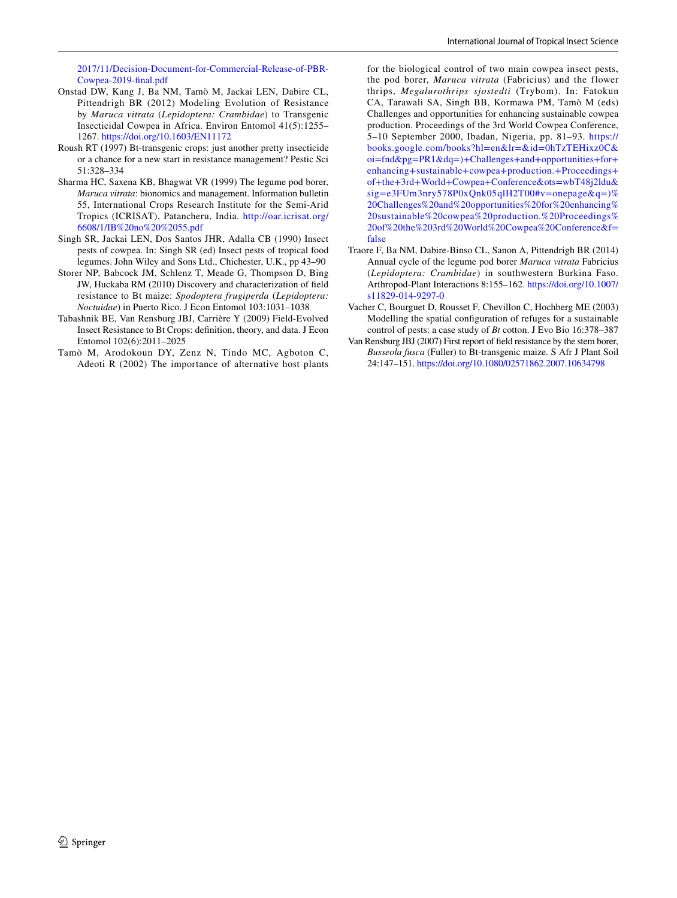2017/11/Decision-Document-for-Commercial-Release-of-PBR-Cowpea-2019-final.pdf

Onstad DW, Kang J, Ba NM, Tamò M, Jackai LEN, Dabire CL, Pittendrigh BR (2012) Modeling Evolution of Resistance by *Maruca vitrata* (*Lepidoptera: Crambidae*) to Transgenic Insecticidal Cowpea in Africa. Environ Entomol 41(5):1255–1267. https://doi.org/10.1603/EN11172

Roush RT (1997) Bt-transgenic crops: just another pretty insecticide or a chance for a new start in resistance management? Pestic Sci 51:328–334

Sharma HC, Saxena KB, Bhagwat VR (1999) The legume pod borer, *Maruca vitrata*: bionomics and management. Information bulletin 55, International Crops Research Institute for the Semi-Arid Tropics (ICRISAT), Patancheru, India. http://oar.icrisat.org/6608/1/IB%20no%20%2055.pdf

Singh SR, Jackai LEN, Dos Santos JHR, Adalla CB (1990) Insect pests of cowpea. In: Singh SR (ed) Insect pests of tropical food legumes. John Wiley and Sons Ltd., Chichester, U.K., pp 43–90

Storer NP, Babcock JM, Schlenz T, Meade G, Thompson D, Bing JW, Huckaba RM (2010) Discovery and characterization of field resistance to Bt maize: *Spodoptera frugiperda* (*Lepidoptera: Noctuidae*) in Puerto Rico. J Econ Entomol 103:1031–1038

Tabashnik BE, Van Rensburg JBJ, Carrière Y (2009) Field-Evolved Insect Resistance to Bt Crops: definition, theory, and data. J Econ Entomol 102(6):2011–2025

Tamò M, Arodokoun DY, Zenz N, Tindo MC, Agboton C, Adeoti R (2002) The importance of alternative host plants for the biological control of two main cowpea insect pests, the pod borer, *Maruca vitrata* (Fabricius) and the flower thrips, *Megalurothrips sjostedti* (Trybom). In: Fatokun CA, Tarawali SA, Singh BB, Kormawa PM, Tamò M (eds) Challenges and opportunities for enhancing sustainable cowpea production. Proceedings of the 3rd World Cowpea Conference, 5–10 September 2000, Ibadan, Nigeria, pp. 81–93. https://books.google.com/books?hl=en&lr=&id=0hTzTEHixz0C&oi=fnd&pg=PR1&dq=)+Challenges+and+opportunities+for+enhancing+sustainable+cowpea+production.+Proceedings+of+the+3rd+World+Cowpea+Conference&ots=wbT48j2ldu&sig=e3FUm3nry578P0xQnk05qlH2T00#v=onepage&q=)%20Challenges%20and%20opportunities%20for%20enhancing%20sustainable%20cowpea%20production.%20Proceedings%20of%20the%203rd%20World%20Cowpea%20Conference&f=false

Traore F, Ba NM, Dabire-Binso CL, Sanon A, Pittendrigh BR (2014) Annual cycle of the legume pod borer *Maruca vitrata* Fabricius (*Lepidoptera: Crambidae*) in southwestern Burkina Faso. Arthropod-Plant Interactions 8:155–162. https://doi.org/10.1007/s11829-014-9297-0

Vacher C, Bourguet D, Rousset F, Chevillon C, Hochberg ME (2003) Modelling the spatial configuration of refuges for a sustainable control of pests: a case study of *Bt* cotton. J Evo Bio 16:378–387

Van Rensburg JBJ (2007) First report of field resistance by the stem borer, *Busseola fusca* (Fuller) to Bt-transgenic maize. S Afr J Plant Soil 24:147–151. https://doi.org/10.1080/02571862.2007.10634798